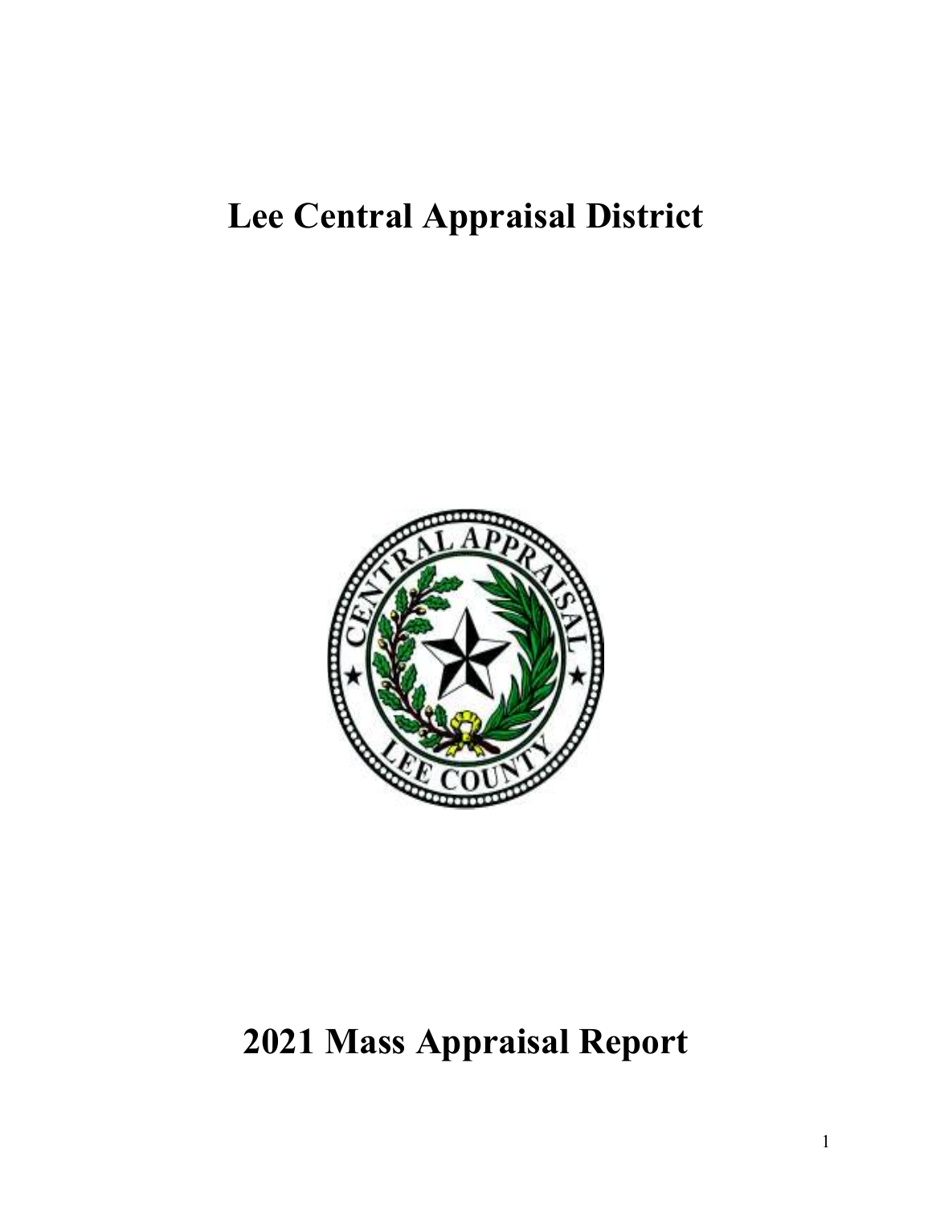# Lee Central Appraisal District

# 2021 Mass Appraisal Report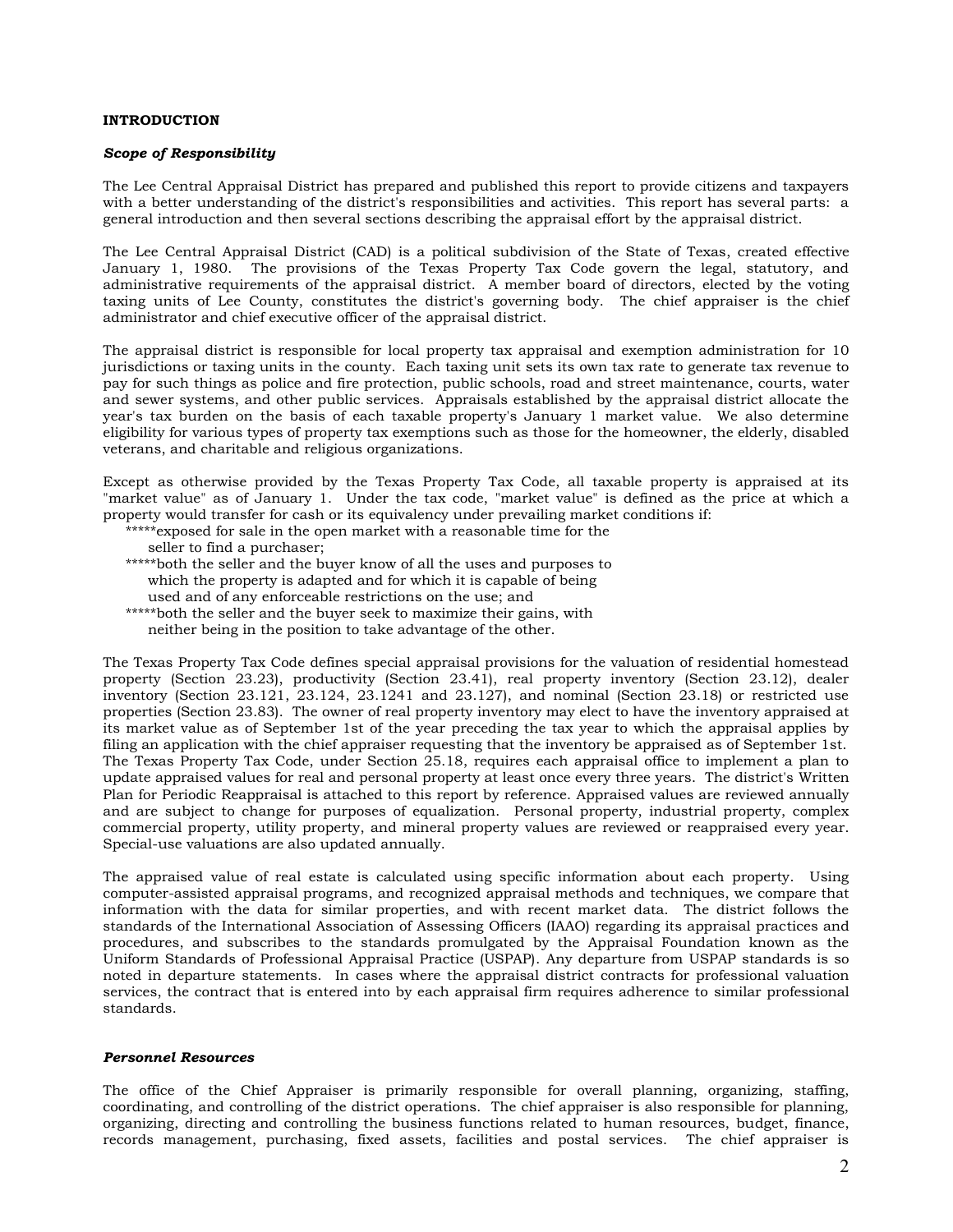**INTRODUCTION**

***Scope of Responsibility***

The Lee Central Appraisal District has prepared and published this report to provide citizens and taxpayers with a better understanding of the district's responsibilities and activities. This report has several parts: a general introduction and then several sections describing the appraisal effort by the appraisal district.

The Lee Central Appraisal District (CAD) is a political subdivision of the State of Texas, created effective January 1, 1980. The provisions of the Texas Property Tax Code govern the legal, statutory, and administrative requirements of the appraisal district. A member board of directors, elected by the voting taxing units of Lee County, constitutes the district's governing body. The chief appraiser is the chief administrator and chief executive officer of the appraisal district.

The appraisal district is responsible for local property tax appraisal and exemption administration for 10 jurisdictions or taxing units in the county. Each taxing unit sets its own tax rate to generate tax revenue to pay for such things as police and fire protection, public schools, road and street maintenance, courts, water and sewer systems, and other public services. Appraisals established by the appraisal district allocate the year's tax burden on the basis of each taxable property's January 1 market value. We also determine eligibility for various types of property tax exemptions such as those for the homeowner, the elderly, disabled veterans, and charitable and religious organizations.

Except as otherwise provided by the Texas Property Tax Code, all taxable property is appraised at its "market value" as of January 1. Under the tax code, "market value" is defined as the price at which a property would transfer for cash or its equivalency under prevailing market conditions if:

- *****exposed for sale in the open market with a reasonable time for the seller to find a purchaser;
- *****both the seller and the buyer know of all the uses and purposes to which the property is adapted and for which it is capable of being used and of any enforceable restrictions on the use; and
- *****both the seller and the buyer seek to maximize their gains, with neither being in the position to take advantage of the other.

The Texas Property Tax Code defines special appraisal provisions for the valuation of residential homestead property (Section 23.23), productivity (Section 23.41), real property inventory (Section 23.12), dealer inventory (Section 23.121, 23.124, 23.1241 and 23.127), and nominal (Section 23.18) or restricted use properties (Section 23.83). The owner of real property inventory may elect to have the inventory appraised at its market value as of September 1st of the year preceding the tax year to which the appraisal applies by filing an application with the chief appraiser requesting that the inventory be appraised as of September 1st. The Texas Property Tax Code, under Section 25.18, requires each appraisal office to implement a plan to update appraised values for real and personal property at least once every three years. The district's Written Plan for Periodic Reappraisal is attached to this report by reference. Appraised values are reviewed annually and are subject to change for purposes of equalization. Personal property, industrial property, complex commercial property, utility property, and mineral property values are reviewed or reappraised every year. Special-use valuations are also updated annually.

The appraised value of real estate is calculated using specific information about each property. Using computer-assisted appraisal programs, and recognized appraisal methods and techniques, we compare that information with the data for similar properties, and with recent market data. The district follows the standards of the International Association of Assessing Officers (IAAO) regarding its appraisal practices and procedures, and subscribes to the standards promulgated by the Appraisal Foundation known as the Uniform Standards of Professional Appraisal Practice (USPAP). Any departure from USPAP standards is so noted in departure statements. In cases where the appraisal district contracts for professional valuation services, the contract that is entered into by each appraisal firm requires adherence to similar professional standards.

***Personnel Resources***

The office of the Chief Appraiser is primarily responsible for overall planning, organizing, staffing, coordinating, and controlling of the district operations. The chief appraiser is also responsible for planning, organizing, directing and controlling the business functions related to human resources, budget, finance, records management, purchasing, fixed assets, facilities and postal services. The chief appraiser is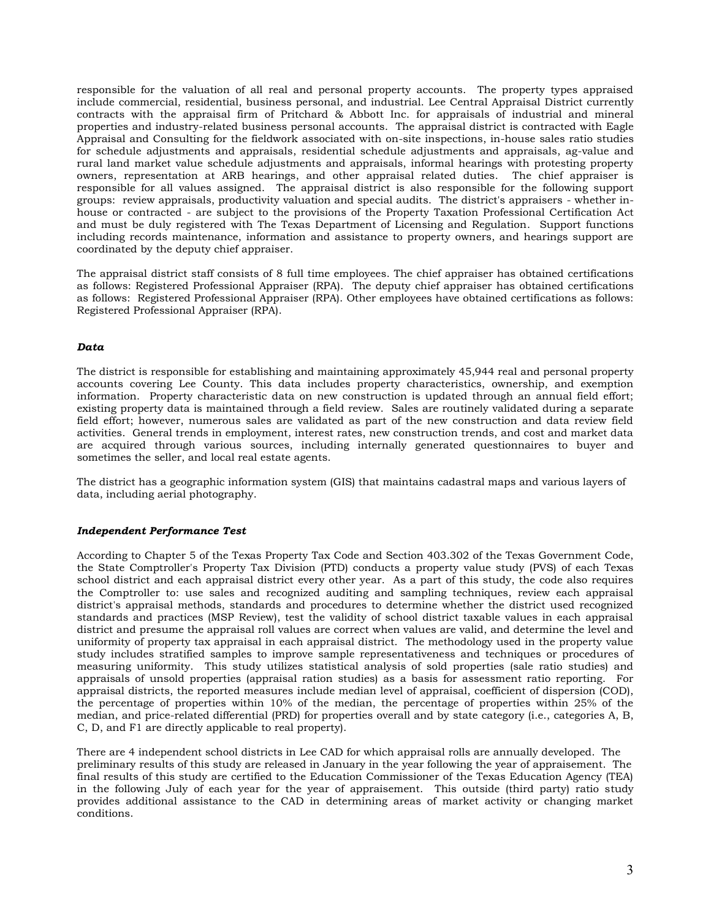responsible for the valuation of all real and personal property accounts. The property types appraised include commercial, residential, business personal, and industrial. Lee Central Appraisal District currently contracts with the appraisal firm of Pritchard & Abbott Inc. for appraisals of industrial and mineral properties and industry-related business personal accounts. The appraisal district is contracted with Eagle Appraisal and Consulting for the fieldwork associated with on-site inspections, in-house sales ratio studies for schedule adjustments and appraisals, residential schedule adjustments and appraisals, ag-value and rural land market value schedule adjustments and appraisals, informal hearings with protesting property owners, representation at ARB hearings, and other appraisal related duties. The chief appraiser is responsible for all values assigned. The appraisal district is also responsible for the following support groups: review appraisals, productivity valuation and special audits. The district's appraisers - whether in-house or contracted - are subject to the provisions of the Property Taxation Professional Certification Act and must be duly registered with The Texas Department of Licensing and Regulation. Support functions including records maintenance, information and assistance to property owners, and hearings support are coordinated by the deputy chief appraiser.

The appraisal district staff consists of 8 full time employees. The chief appraiser has obtained certifications as follows: Registered Professional Appraiser (RPA). The deputy chief appraiser has obtained certifications as follows: Registered Professional Appraiser (RPA). Other employees have obtained certifications as follows: Registered Professional Appraiser (RPA).

### *Data*

The district is responsible for establishing and maintaining approximately 45,944 real and personal property accounts covering Lee County. This data includes property characteristics, ownership, and exemption information. Property characteristic data on new construction is updated through an annual field effort; existing property data is maintained through a field review. Sales are routinely validated during a separate field effort; however, numerous sales are validated as part of the new construction and data review field activities. General trends in employment, interest rates, new construction trends, and cost and market data are acquired through various sources, including internally generated questionnaires to buyer and sometimes the seller, and local real estate agents.

The district has a geographic information system (GIS) that maintains cadastral maps and various layers of data, including aerial photography.

### *Independent Performance Test*

According to Chapter 5 of the Texas Property Tax Code and Section 403.302 of the Texas Government Code, the State Comptroller's Property Tax Division (PTD) conducts a property value study (PVS) of each Texas school district and each appraisal district every other year. As a part of this study, the code also requires the Comptroller to: use sales and recognized auditing and sampling techniques, review each appraisal district's appraisal methods, standards and procedures to determine whether the district used recognized standards and practices (MSP Review), test the validity of school district taxable values in each appraisal district and presume the appraisal roll values are correct when values are valid, and determine the level and uniformity of property tax appraisal in each appraisal district. The methodology used in the property value study includes stratified samples to improve sample representativeness and techniques or procedures of measuring uniformity. This study utilizes statistical analysis of sold properties (sale ratio studies) and appraisals of unsold properties (appraisal ration studies) as a basis for assessment ratio reporting. For appraisal districts, the reported measures include median level of appraisal, coefficient of dispersion (COD), the percentage of properties within 10% of the median, the percentage of properties within 25% of the median, and price-related differential (PRD) for properties overall and by state category (i.e., categories A, B, C, D, and F1 are directly applicable to real property).

There are 4 independent school districts in Lee CAD for which appraisal rolls are annually developed. The preliminary results of this study are released in January in the year following the year of appraisement. The final results of this study are certified to the Education Commissioner of the Texas Education Agency (TEA) in the following July of each year for the year of appraisement. This outside (third party) ratio study provides additional assistance to the CAD in determining areas of market activity or changing market conditions.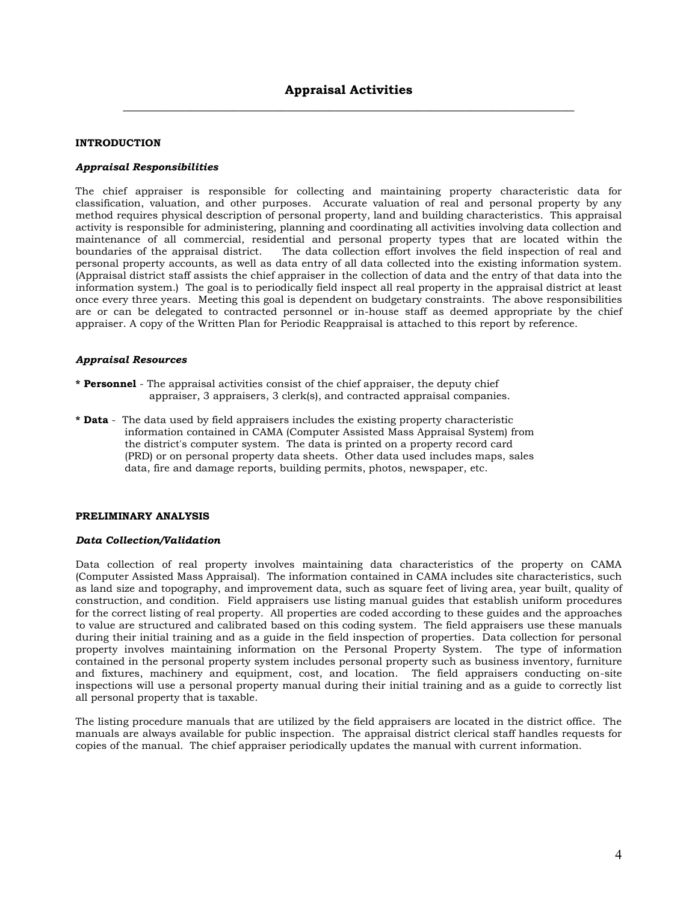# Appraisal Activities

## INTRODUCTION

### *Appraisal Responsibilities*

The chief appraiser is responsible for collecting and maintaining property characteristic data for classification, valuation, and other purposes. Accurate valuation of real and personal property by any method requires physical description of personal property, land and building characteristics. This appraisal activity is responsible for administering, planning and coordinating all activities involving data collection and maintenance of all commercial, residential and personal property types that are located within the boundaries of the appraisal district. The data collection effort involves the field inspection of real and personal property accounts, as well as data entry of all data collected into the existing information system. (Appraisal district staff assists the chief appraiser in the collection of data and the entry of that data into the information system.) The goal is to periodically field inspect all real property in the appraisal district at least once every three years. Meeting this goal is dependent on budgetary constraints. The above responsibilities are or can be delegated to contracted personnel or in-house staff as deemed appropriate by the chief appraiser. A copy of the Written Plan for Periodic Reappraisal is attached to this report by reference.

### *Appraisal Resources*

* **Personnel** - The appraisal activities consist of the chief appraiser, the deputy chief appraiser, 3 appraisers, 3 clerk(s), and contracted appraisal companies.
* **Data** - The data used by field appraisers includes the existing property characteristic information contained in CAMA (Computer Assisted Mass Appraisal System) from the district's computer system. The data is printed on a property record card (PRD) or on personal property data sheets. Other data used includes maps, sales data, fire and damage reports, building permits, photos, newspaper, etc.

## PRELIMINARY ANALYSIS

### *Data Collection/Validation*

Data collection of real property involves maintaining data characteristics of the property on CAMA (Computer Assisted Mass Appraisal). The information contained in CAMA includes site characteristics, such as land size and topography, and improvement data, such as square feet of living area, year built, quality of construction, and condition. Field appraisers use listing manual guides that establish uniform procedures for the correct listing of real property. All properties are coded according to these guides and the approaches to value are structured and calibrated based on this coding system. The field appraisers use these manuals during their initial training and as a guide in the field inspection of properties. Data collection for personal property involves maintaining information on the Personal Property System. The type of information contained in the personal property system includes personal property such as business inventory, furniture and fixtures, machinery and equipment, cost, and location. The field appraisers conducting on-site inspections will use a personal property manual during their initial training and as a guide to correctly list all personal property that is taxable.

The listing procedure manuals that are utilized by the field appraisers are located in the district office. The manuals are always available for public inspection. The appraisal district clerical staff handles requests for copies of the manual. The chief appraiser periodically updates the manual with current information.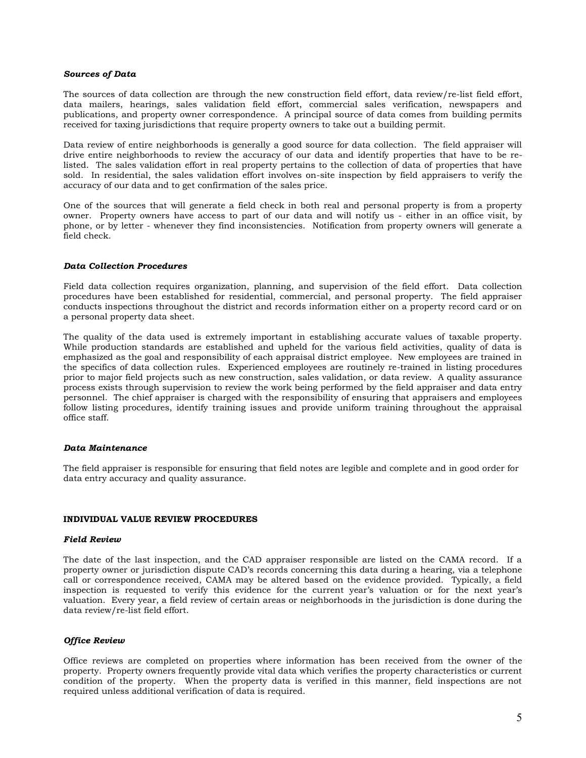***Sources of Data***

The sources of data collection are through the new construction field effort, data review/re-list field effort, data mailers, hearings, sales validation field effort, commercial sales verification, newspapers and publications, and property owner correspondence. A principal source of data comes from building permits received for taxing jurisdictions that require property owners to take out a building permit.

Data review of entire neighborhoods is generally a good source for data collection. The field appraiser will drive entire neighborhoods to review the accuracy of our data and identify properties that have to be re-listed. The sales validation effort in real property pertains to the collection of data of properties that have sold. In residential, the sales validation effort involves on-site inspection by field appraisers to verify the accuracy of our data and to get confirmation of the sales price.

One of the sources that will generate a field check in both real and personal property is from a property owner. Property owners have access to part of our data and will notify us - either in an office visit, by phone, or by letter - whenever they find inconsistencies. Notification from property owners will generate a field check.

***Data Collection Procedures***

Field data collection requires organization, planning, and supervision of the field effort. Data collection procedures have been established for residential, commercial, and personal property. The field appraiser conducts inspections throughout the district and records information either on a property record card or on a personal property data sheet.

The quality of the data used is extremely important in establishing accurate values of taxable property. While production standards are established and upheld for the various field activities, quality of data is emphasized as the goal and responsibility of each appraisal district employee. New employees are trained in the specifics of data collection rules. Experienced employees are routinely re-trained in listing procedures prior to major field projects such as new construction, sales validation, or data review. A quality assurance process exists through supervision to review the work being performed by the field appraiser and data entry personnel. The chief appraiser is charged with the responsibility of ensuring that appraisers and employees follow listing procedures, identify training issues and provide uniform training throughout the appraisal office staff.

***Data Maintenance***

The field appraiser is responsible for ensuring that field notes are legible and complete and in good order for data entry accuracy and quality assurance.

**INDIVIDUAL VALUE REVIEW PROCEDURES**

***Field Review***

The date of the last inspection, and the CAD appraiser responsible are listed on the CAMA record. If a property owner or jurisdiction dispute CAD's records concerning this data during a hearing, via a telephone call or correspondence received, CAMA may be altered based on the evidence provided. Typically, a field inspection is requested to verify this evidence for the current year's valuation or for the next year's valuation. Every year, a field review of certain areas or neighborhoods in the jurisdiction is done during the data review/re-list field effort.

***Office Review***

Office reviews are completed on properties where information has been received from the owner of the property. Property owners frequently provide vital data which verifies the property characteristics or current condition of the property. When the property data is verified in this manner, field inspections are not required unless additional verification of data is required.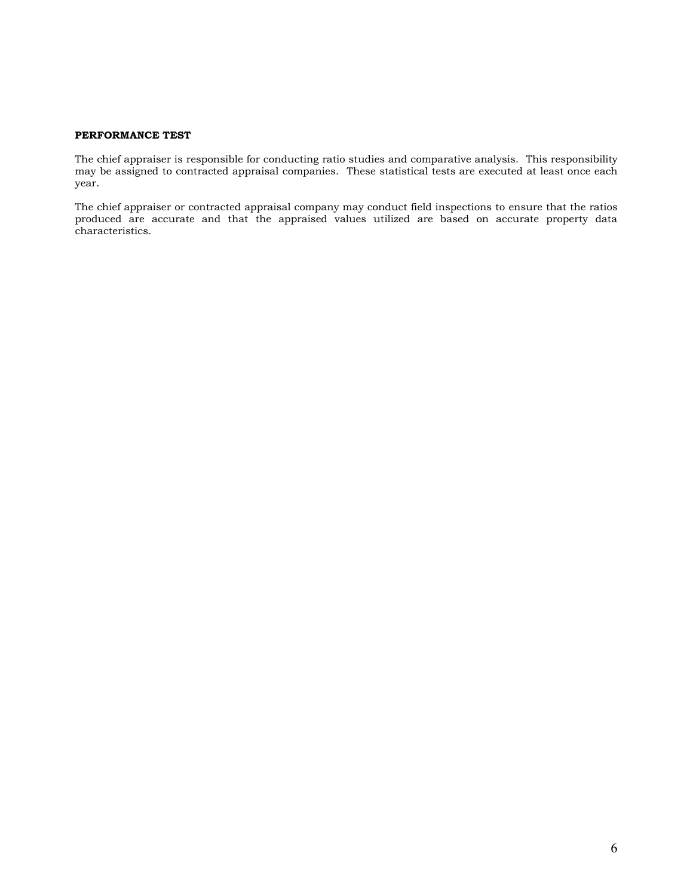**PERFORMANCE TEST**

The chief appraiser is responsible for conducting ratio studies and comparative analysis. This responsibility may be assigned to contracted appraisal companies. These statistical tests are executed at least once each year.

The chief appraiser or contracted appraisal company may conduct field inspections to ensure that the ratios produced are accurate and that the appraised values utilized are based on accurate property data characteristics.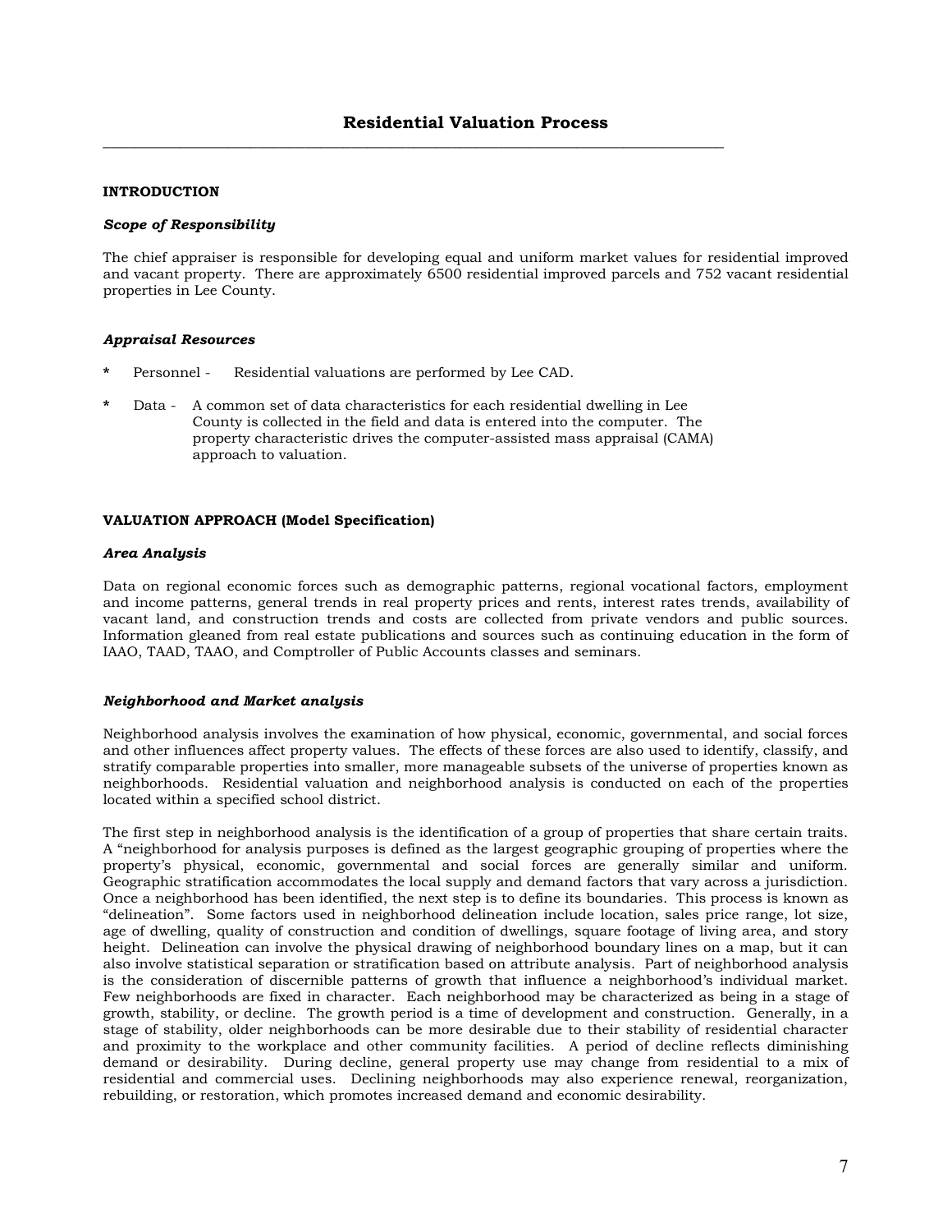## Residential Valuation Process

### INTRODUCTION

#### *Scope of Responsibility*

The chief appraiser is responsible for developing equal and uniform market values for residential improved and vacant property. There are approximately 6500 residential improved parcels and 752 vacant residential properties in Lee County.

#### *Appraisal Resources*

* Personnel - Residential valuations are performed by Lee CAD.
* Data - A common set of data characteristics for each residential dwelling in Lee County is collected in the field and data is entered into the computer. The property characteristic drives the computer-assisted mass appraisal (CAMA) approach to valuation.

### VALUATION APPROACH (Model Specification)

#### *Area Analysis*

Data on regional economic forces such as demographic patterns, regional vocational factors, employment and income patterns, general trends in real property prices and rents, interest rates trends, availability of vacant land, and construction trends and costs are collected from private vendors and public sources. Information gleaned from real estate publications and sources such as continuing education in the form of IAAO, TAAD, TAAO, and Comptroller of Public Accounts classes and seminars.

#### *Neighborhood and Market analysis*

Neighborhood analysis involves the examination of how physical, economic, governmental, and social forces and other influences affect property values. The effects of these forces are also used to identify, classify, and stratify comparable properties into smaller, more manageable subsets of the universe of properties known as neighborhoods. Residential valuation and neighborhood analysis is conducted on each of the properties located within a specified school district.

The first step in neighborhood analysis is the identification of a group of properties that share certain traits. A "neighborhood for analysis purposes is defined as the largest geographic grouping of properties where the property's physical, economic, governmental and social forces are generally similar and uniform. Geographic stratification accommodates the local supply and demand factors that vary across a jurisdiction. Once a neighborhood has been identified, the next step is to define its boundaries. This process is known as "delineation". Some factors used in neighborhood delineation include location, sales price range, lot size, age of dwelling, quality of construction and condition of dwellings, square footage of living area, and story height. Delineation can involve the physical drawing of neighborhood boundary lines on a map, but it can also involve statistical separation or stratification based on attribute analysis. Part of neighborhood analysis is the consideration of discernible patterns of growth that influence a neighborhood's individual market. Few neighborhoods are fixed in character. Each neighborhood may be characterized as being in a stage of growth, stability, or decline. The growth period is a time of development and construction. Generally, in a stage of stability, older neighborhoods can be more desirable due to their stability of residential character and proximity to the workplace and other community facilities. A period of decline reflects diminishing demand or desirability. During decline, general property use may change from residential to a mix of residential and commercial uses. Declining neighborhoods may also experience renewal, reorganization, rebuilding, or restoration, which promotes increased demand and economic desirability.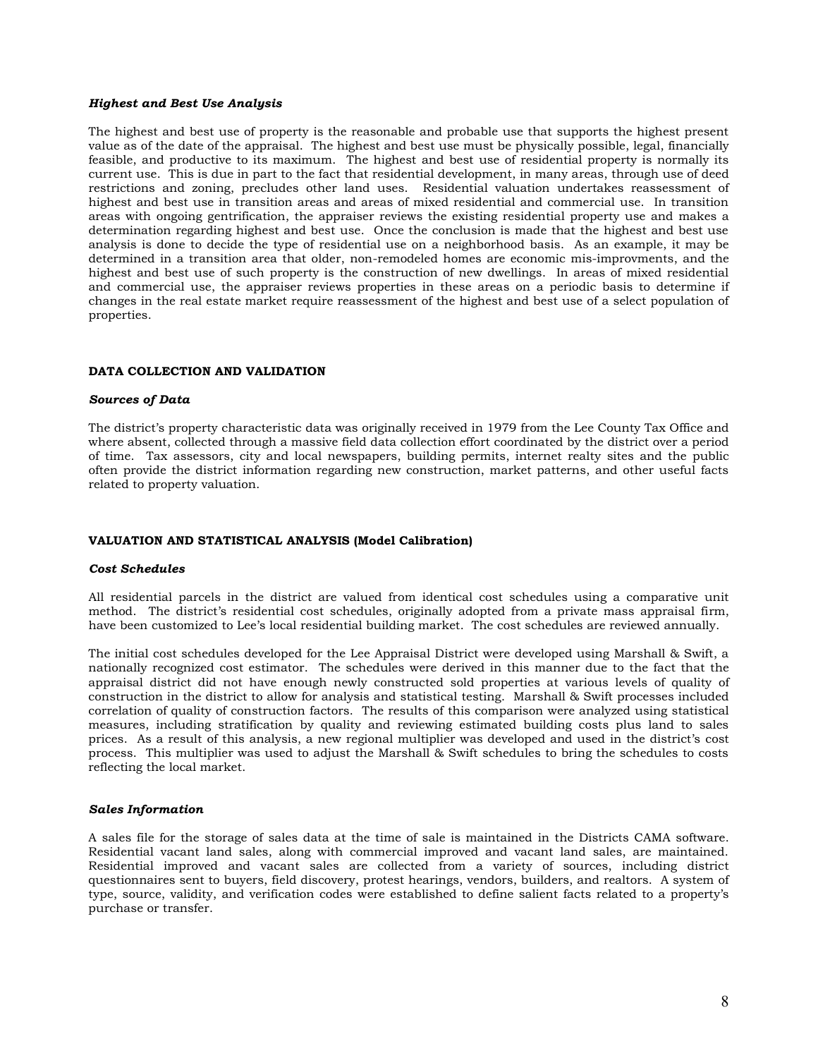***Highest and Best Use Analysis***

The highest and best use of property is the reasonable and probable use that supports the highest present value as of the date of the appraisal. The highest and best use must be physically possible, legal, financially feasible, and productive to its maximum. The highest and best use of residential property is normally its current use. This is due in part to the fact that residential development, in many areas, through use of deed restrictions and zoning, precludes other land uses. Residential valuation undertakes reassessment of highest and best use in transition areas and areas of mixed residential and commercial use. In transition areas with ongoing gentrification, the appraiser reviews the existing residential property use and makes a determination regarding highest and best use. Once the conclusion is made that the highest and best use analysis is done to decide the type of residential use on a neighborhood basis. As an example, it may be determined in a transition area that older, non-remodeled homes are economic mis-improvments, and the highest and best use of such property is the construction of new dwellings. In areas of mixed residential and commercial use, the appraiser reviews properties in these areas on a periodic basis to determine if changes in the real estate market require reassessment of the highest and best use of a select population of properties.

## DATA COLLECTION AND VALIDATION

***Sources of Data***

The district's property characteristic data was originally received in 1979 from the Lee County Tax Office and where absent, collected through a massive field data collection effort coordinated by the district over a period of time. Tax assessors, city and local newspapers, building permits, internet realty sites and the public often provide the district information regarding new construction, market patterns, and other useful facts related to property valuation.

## VALUATION AND STATISTICAL ANALYSIS (Model Calibration)

***Cost Schedules***

All residential parcels in the district are valued from identical cost schedules using a comparative unit method. The district's residential cost schedules, originally adopted from a private mass appraisal firm, have been customized to Lee's local residential building market. The cost schedules are reviewed annually.

The initial cost schedules developed for the Lee Appraisal District were developed using Marshall & Swift, a nationally recognized cost estimator. The schedules were derived in this manner due to the fact that the appraisal district did not have enough newly constructed sold properties at various levels of quality of construction in the district to allow for analysis and statistical testing. Marshall & Swift processes included correlation of quality of construction factors. The results of this comparison were analyzed using statistical measures, including stratification by quality and reviewing estimated building costs plus land to sales prices. As a result of this analysis, a new regional multiplier was developed and used in the district's cost process. This multiplier was used to adjust the Marshall & Swift schedules to bring the schedules to costs reflecting the local market.

***Sales Information***

A sales file for the storage of sales data at the time of sale is maintained in the Districts CAMA software. Residential vacant land sales, along with commercial improved and vacant land sales, are maintained. Residential improved and vacant sales are collected from a variety of sources, including district questionnaires sent to buyers, field discovery, protest hearings, vendors, builders, and realtors. A system of type, source, validity, and verification codes were established to define salient facts related to a property's purchase or transfer.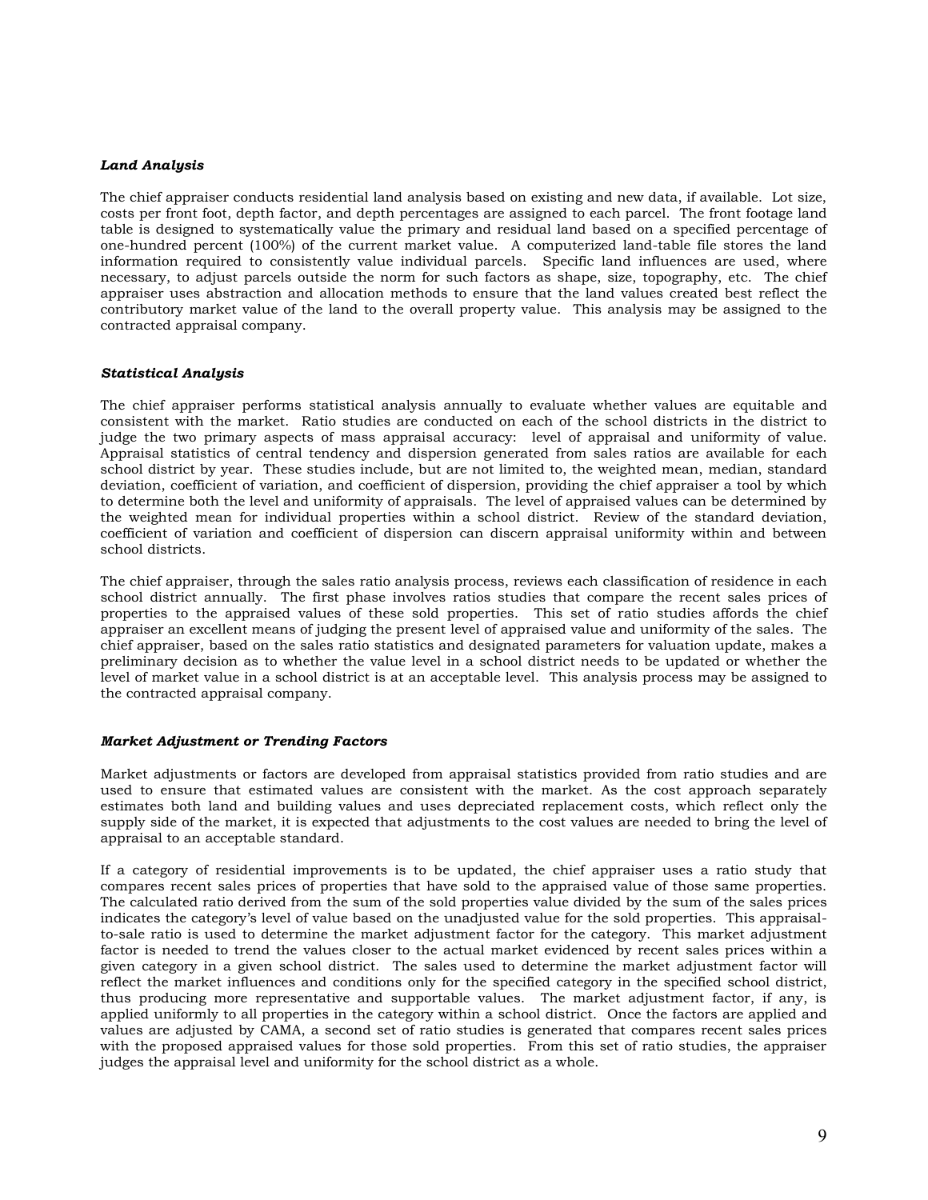***Land Analysis***

The chief appraiser conducts residential land analysis based on existing and new data, if available. Lot size, costs per front foot, depth factor, and depth percentages are assigned to each parcel. The front footage land table is designed to systematically value the primary and residual land based on a specified percentage of one-hundred percent (100%) of the current market value. A computerized land-table file stores the land information required to consistently value individual parcels. Specific land influences are used, where necessary, to adjust parcels outside the norm for such factors as shape, size, topography, etc. The chief appraiser uses abstraction and allocation methods to ensure that the land values created best reflect the contributory market value of the land to the overall property value. This analysis may be assigned to the contracted appraisal company.

***Statistical Analysis***

The chief appraiser performs statistical analysis annually to evaluate whether values are equitable and consistent with the market. Ratio studies are conducted on each of the school districts in the district to judge the two primary aspects of mass appraisal accuracy: level of appraisal and uniformity of value. Appraisal statistics of central tendency and dispersion generated from sales ratios are available for each school district by year. These studies include, but are not limited to, the weighted mean, median, standard deviation, coefficient of variation, and coefficient of dispersion, providing the chief appraiser a tool by which to determine both the level and uniformity of appraisals. The level of appraised values can be determined by the weighted mean for individual properties within a school district. Review of the standard deviation, coefficient of variation and coefficient of dispersion can discern appraisal uniformity within and between school districts.

The chief appraiser, through the sales ratio analysis process, reviews each classification of residence in each school district annually. The first phase involves ratios studies that compare the recent sales prices of properties to the appraised values of these sold properties. This set of ratio studies affords the chief appraiser an excellent means of judging the present level of appraised value and uniformity of the sales. The chief appraiser, based on the sales ratio statistics and designated parameters for valuation update, makes a preliminary decision as to whether the value level in a school district needs to be updated or whether the level of market value in a school district is at an acceptable level. This analysis process may be assigned to the contracted appraisal company.

***Market Adjustment or Trending Factors***

Market adjustments or factors are developed from appraisal statistics provided from ratio studies and are used to ensure that estimated values are consistent with the market. As the cost approach separately estimates both land and building values and uses depreciated replacement costs, which reflect only the supply side of the market, it is expected that adjustments to the cost values are needed to bring the level of appraisal to an acceptable standard.

If a category of residential improvements is to be updated, the chief appraiser uses a ratio study that compares recent sales prices of properties that have sold to the appraised value of those same properties. The calculated ratio derived from the sum of the sold properties value divided by the sum of the sales prices indicates the category's level of value based on the unadjusted value for the sold properties. This appraisal-to-sale ratio is used to determine the market adjustment factor for the category. This market adjustment factor is needed to trend the values closer to the actual market evidenced by recent sales prices within a given category in a given school district. The sales used to determine the market adjustment factor will reflect the market influences and conditions only for the specified category in the specified school district, thus producing more representative and supportable values. The market adjustment factor, if any, is applied uniformly to all properties in the category within a school district. Once the factors are applied and values are adjusted by CAMA, a second set of ratio studies is generated that compares recent sales prices with the proposed appraised values for those sold properties. From this set of ratio studies, the appraiser judges the appraisal level and uniformity for the school district as a whole.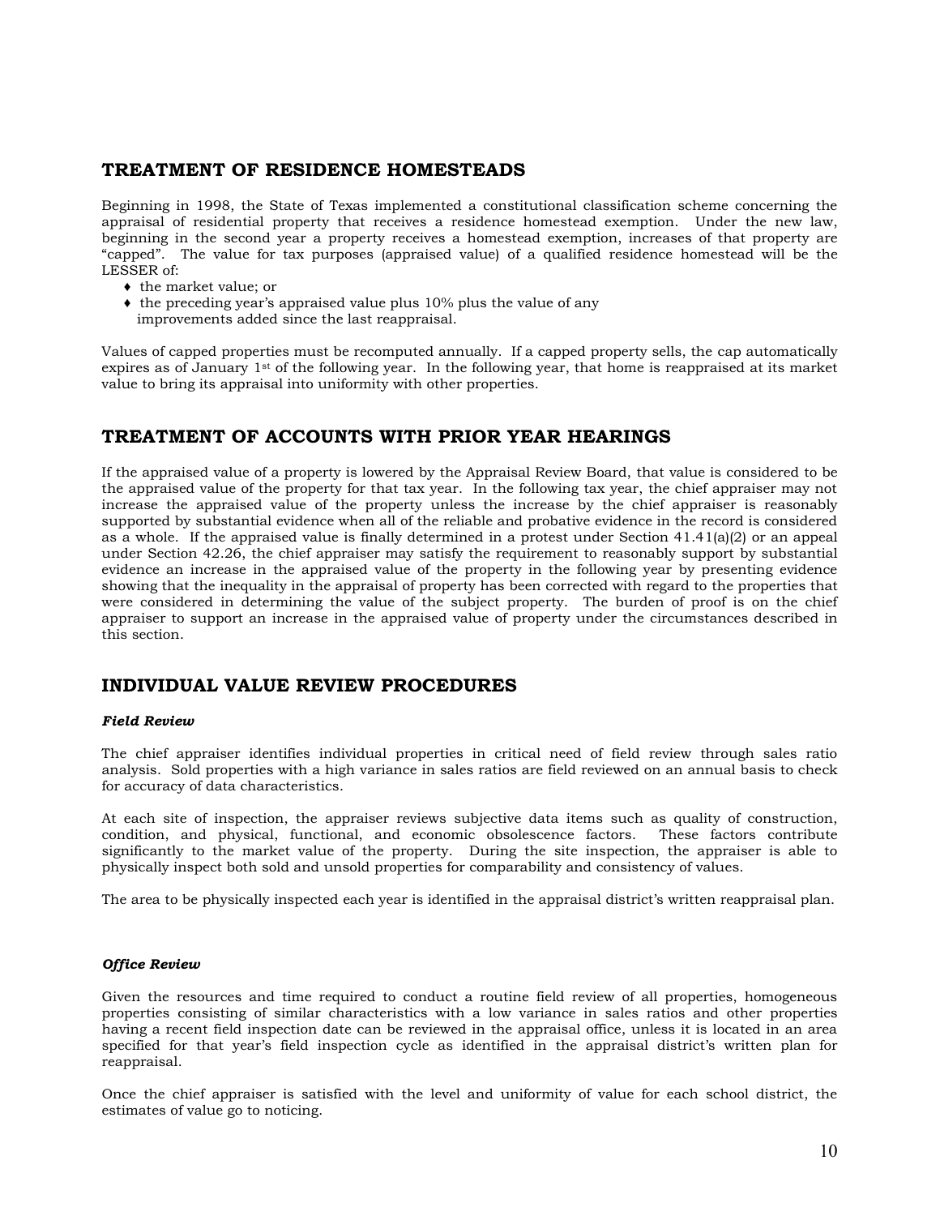## TREATMENT OF RESIDENCE HOMESTEADS

Beginning in 1998, the State of Texas implemented a constitutional classification scheme concerning the appraisal of residential property that receives a residence homestead exemption. Under the new law, beginning in the second year a property receives a homestead exemption, increases of that property are "capped". The value for tax purposes (appraised value) of a qualified residence homestead will be the LESSER of:

- the market value; or
- the preceding year's appraised value plus 10% plus the value of any improvements added since the last reappraisal.

Values of capped properties must be recomputed annually. If a capped property sells, the cap automatically expires as of January 1st of the following year. In the following year, that home is reappraised at its market value to bring its appraisal into uniformity with other properties.

## TREATMENT OF ACCOUNTS WITH PRIOR YEAR HEARINGS

If the appraised value of a property is lowered by the Appraisal Review Board, that value is considered to be the appraised value of the property for that tax year. In the following tax year, the chief appraiser may not increase the appraised value of the property unless the increase by the chief appraiser is reasonably supported by substantial evidence when all of the reliable and probative evidence in the record is considered as a whole. If the appraised value is finally determined in a protest under Section 41.41(a)(2) or an appeal under Section 42.26, the chief appraiser may satisfy the requirement to reasonably support by substantial evidence an increase in the appraised value of the property in the following year by presenting evidence showing that the inequality in the appraisal of property has been corrected with regard to the properties that were considered in determining the value of the subject property. The burden of proof is on the chief appraiser to support an increase in the appraised value of property under the circumstances described in this section.

## INDIVIDUAL VALUE REVIEW PROCEDURES

***Field Review***

The chief appraiser identifies individual properties in critical need of field review through sales ratio analysis. Sold properties with a high variance in sales ratios are field reviewed on an annual basis to check for accuracy of data characteristics.

At each site of inspection, the appraiser reviews subjective data items such as quality of construction, condition, and physical, functional, and economic obsolescence factors. These factors contribute significantly to the market value of the property. During the site inspection, the appraiser is able to physically inspect both sold and unsold properties for comparability and consistency of values.

The area to be physically inspected each year is identified in the appraisal district's written reappraisal plan.

***Office Review***

Given the resources and time required to conduct a routine field review of all properties, homogeneous properties consisting of similar characteristics with a low variance in sales ratios and other properties having a recent field inspection date can be reviewed in the appraisal office, unless it is located in an area specified for that year's field inspection cycle as identified in the appraisal district's written plan for reappraisal.

Once the chief appraiser is satisfied with the level and uniformity of value for each school district, the estimates of value go to noticing.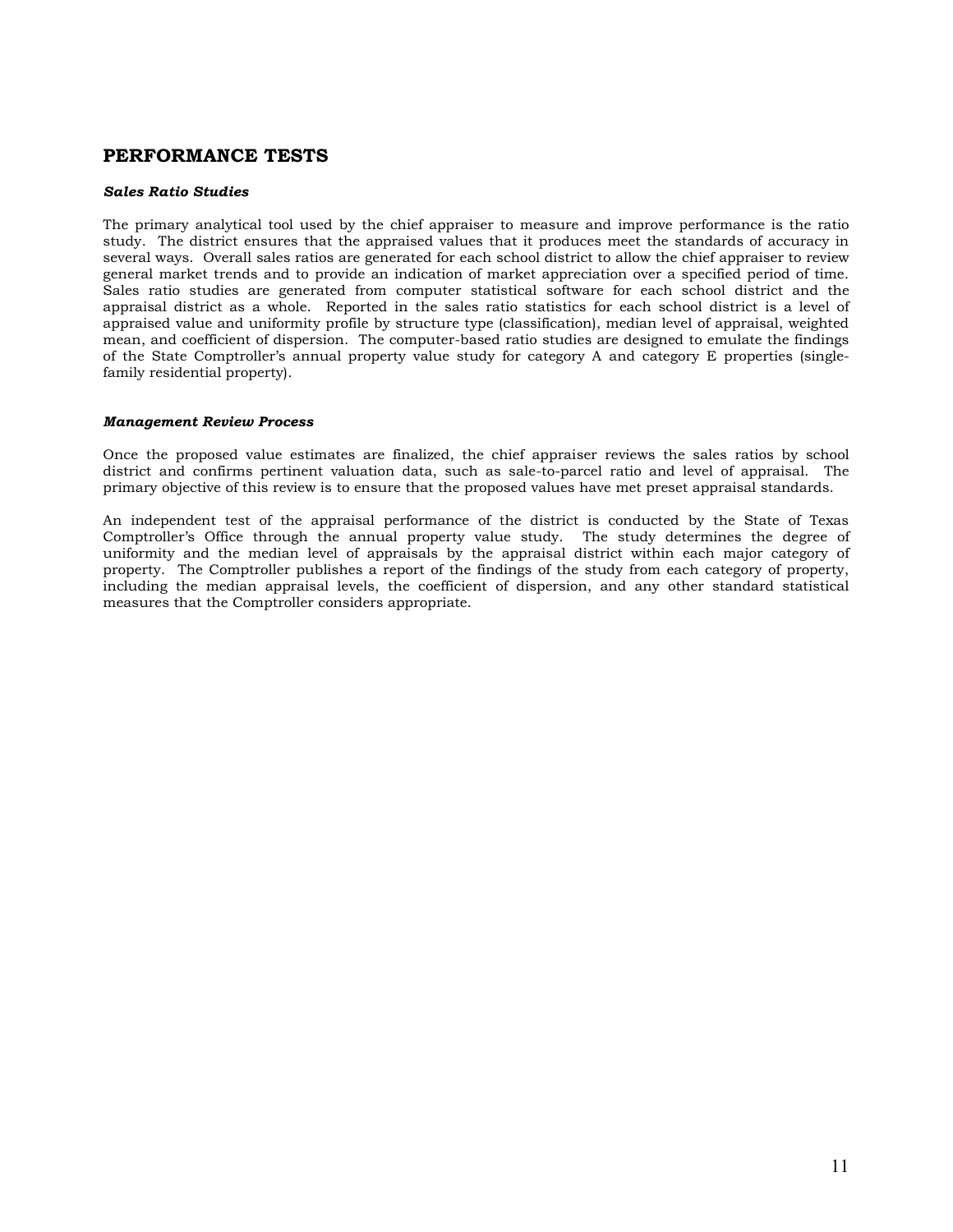## PERFORMANCE TESTS

***Sales Ratio Studies***

The primary analytical tool used by the chief appraiser to measure and improve performance is the ratio study. The district ensures that the appraised values that it produces meet the standards of accuracy in several ways. Overall sales ratios are generated for each school district to allow the chief appraiser to review general market trends and to provide an indication of market appreciation over a specified period of time. Sales ratio studies are generated from computer statistical software for each school district and the appraisal district as a whole. Reported in the sales ratio statistics for each school district is a level of appraised value and uniformity profile by structure type (classification), median level of appraisal, weighted mean, and coefficient of dispersion. The computer-based ratio studies are designed to emulate the findings of the State Comptroller's annual property value study for category A and category E properties (single-family residential property).

***Management Review Process***

Once the proposed value estimates are finalized, the chief appraiser reviews the sales ratios by school district and confirms pertinent valuation data, such as sale-to-parcel ratio and level of appraisal. The primary objective of this review is to ensure that the proposed values have met preset appraisal standards.

An independent test of the appraisal performance of the district is conducted by the State of Texas Comptroller's Office through the annual property value study. The study determines the degree of uniformity and the median level of appraisals by the appraisal district within each major category of property. The Comptroller publishes a report of the findings of the study from each category of property, including the median appraisal levels, the coefficient of dispersion, and any other standard statistical measures that the Comptroller considers appropriate.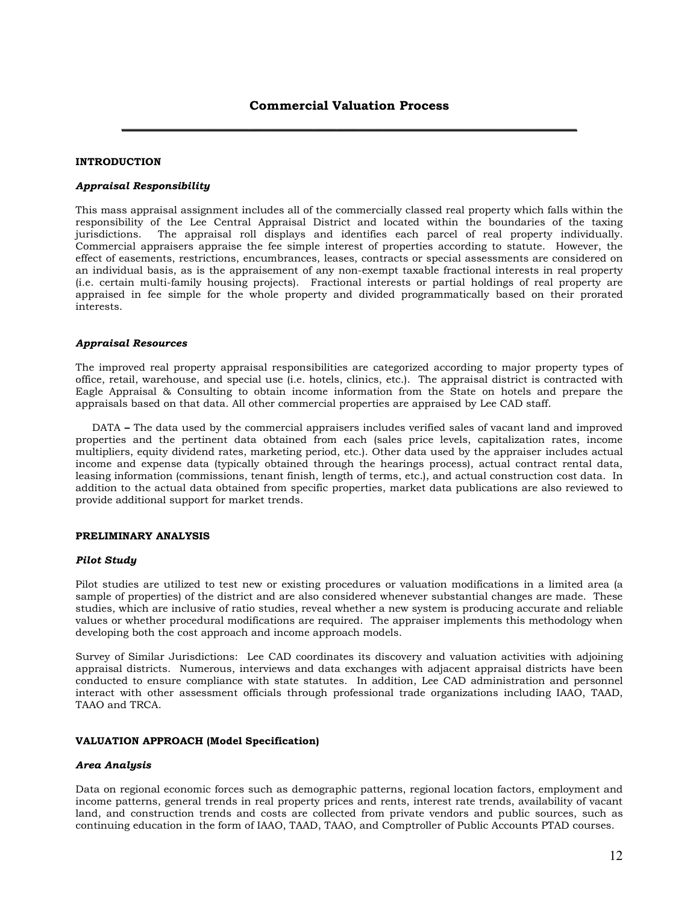# Commercial Valuation Process

## INTRODUCTION

### *Appraisal Responsibility*

This mass appraisal assignment includes all of the commercially classed real property which falls within the responsibility of the Lee Central Appraisal District and located within the boundaries of the taxing jurisdictions. The appraisal roll displays and identifies each parcel of real property individually. Commercial appraisers appraise the fee simple interest of properties according to statute. However, the effect of easements, restrictions, encumbrances, leases, contracts or special assessments are considered on an individual basis, as is the appraisement of any non-exempt taxable fractional interests in real property (i.e. certain multi-family housing projects). Fractional interests or partial holdings of real property are appraised in fee simple for the whole property and divided programmatically based on their prorated interests.

### *Appraisal Resources*

The improved real property appraisal responsibilities are categorized according to major property types of office, retail, warehouse, and special use (i.e. hotels, clinics, etc.). The appraisal district is contracted with Eagle Appraisal & Consulting to obtain income information from the State on hotels and prepare the appraisals based on that data. All other commercial properties are appraised by Lee CAD staff.

DATA **–** The data used by the commercial appraisers includes verified sales of vacant land and improved properties and the pertinent data obtained from each (sales price levels, capitalization rates, income multipliers, equity dividend rates, marketing period, etc.). Other data used by the appraiser includes actual income and expense data (typically obtained through the hearings process), actual contract rental data, leasing information (commissions, tenant finish, length of terms, etc.), and actual construction cost data. In addition to the actual data obtained from specific properties, market data publications are also reviewed to provide additional support for market trends.

## PRELIMINARY ANALYSIS

### *Pilot Study*

Pilot studies are utilized to test new or existing procedures or valuation modifications in a limited area (a sample of properties) of the district and are also considered whenever substantial changes are made. These studies, which are inclusive of ratio studies, reveal whether a new system is producing accurate and reliable values or whether procedural modifications are required. The appraiser implements this methodology when developing both the cost approach and income approach models.

Survey of Similar Jurisdictions: Lee CAD coordinates its discovery and valuation activities with adjoining appraisal districts. Numerous, interviews and data exchanges with adjacent appraisal districts have been conducted to ensure compliance with state statutes. In addition, Lee CAD administration and personnel interact with other assessment officials through professional trade organizations including IAAO, TAAD, TAAO and TRCA.

## VALUATION APPROACH (Model Specification)

### *Area Analysis*

Data on regional economic forces such as demographic patterns, regional location factors, employment and income patterns, general trends in real property prices and rents, interest rate trends, availability of vacant land, and construction trends and costs are collected from private vendors and public sources, such as continuing education in the form of IAAO, TAAD, TAAO, and Comptroller of Public Accounts PTAD courses.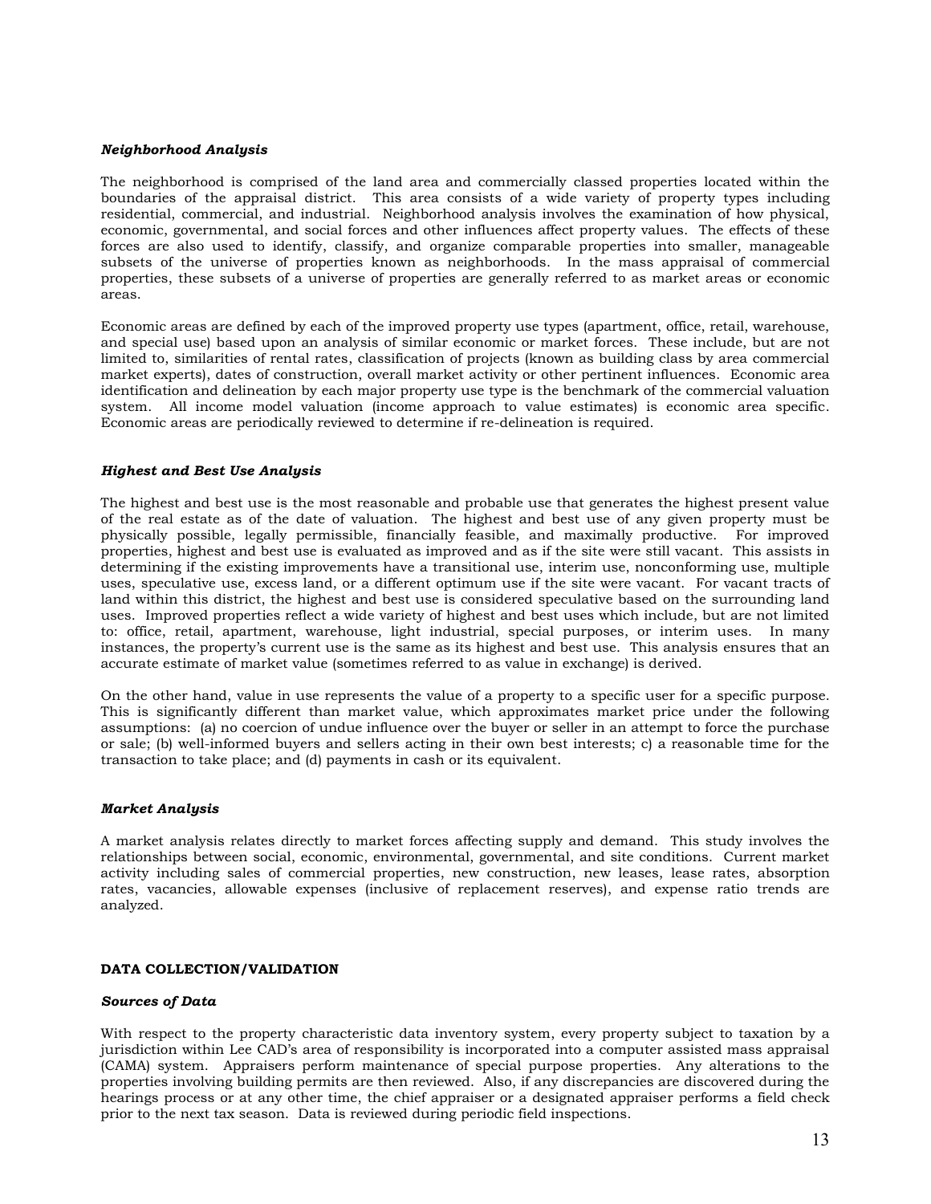### *Neighborhood Analysis*

The neighborhood is comprised of the land area and commercially classed properties located within the boundaries of the appraisal district. This area consists of a wide variety of property types including residential, commercial, and industrial. Neighborhood analysis involves the examination of how physical, economic, governmental, and social forces and other influences affect property values. The effects of these forces are also used to identify, classify, and organize comparable properties into smaller, manageable subsets of the universe of properties known as neighborhoods. In the mass appraisal of commercial properties, these subsets of a universe of properties are generally referred to as market areas or economic areas.

Economic areas are defined by each of the improved property use types (apartment, office, retail, warehouse, and special use) based upon an analysis of similar economic or market forces. These include, but are not limited to, similarities of rental rates, classification of projects (known as building class by area commercial market experts), dates of construction, overall market activity or other pertinent influences. Economic area identification and delineation by each major property use type is the benchmark of the commercial valuation system. All income model valuation (income approach to value estimates) is economic area specific. Economic areas are periodically reviewed to determine if re-delineation is required.

### *Highest and Best Use Analysis*

The highest and best use is the most reasonable and probable use that generates the highest present value of the real estate as of the date of valuation. The highest and best use of any given property must be physically possible, legally permissible, financially feasible, and maximally productive. For improved properties, highest and best use is evaluated as improved and as if the site were still vacant. This assists in determining if the existing improvements have a transitional use, interim use, nonconforming use, multiple uses, speculative use, excess land, or a different optimum use if the site were vacant. For vacant tracts of land within this district, the highest and best use is considered speculative based on the surrounding land uses. Improved properties reflect a wide variety of highest and best uses which include, but are not limited to: office, retail, apartment, warehouse, light industrial, special purposes, or interim uses. In many instances, the property's current use is the same as its highest and best use. This analysis ensures that an accurate estimate of market value (sometimes referred to as value in exchange) is derived.

On the other hand, value in use represents the value of a property to a specific user for a specific purpose. This is significantly different than market value, which approximates market price under the following assumptions: (a) no coercion of undue influence over the buyer or seller in an attempt to force the purchase or sale; (b) well-informed buyers and sellers acting in their own best interests; c) a reasonable time for the transaction to take place; and (d) payments in cash or its equivalent.

### *Market Analysis*

A market analysis relates directly to market forces affecting supply and demand. This study involves the relationships between social, economic, environmental, governmental, and site conditions. Current market activity including sales of commercial properties, new construction, new leases, lease rates, absorption rates, vacancies, allowable expenses (inclusive of replacement reserves), and expense ratio trends are analyzed.

## DATA COLLECTION/VALIDATION

### *Sources of Data*

With respect to the property characteristic data inventory system, every property subject to taxation by a jurisdiction within Lee CAD's area of responsibility is incorporated into a computer assisted mass appraisal (CAMA) system. Appraisers perform maintenance of special purpose properties. Any alterations to the properties involving building permits are then reviewed. Also, if any discrepancies are discovered during the hearings process or at any other time, the chief appraiser or a designated appraiser performs a field check prior to the next tax season. Data is reviewed during periodic field inspections.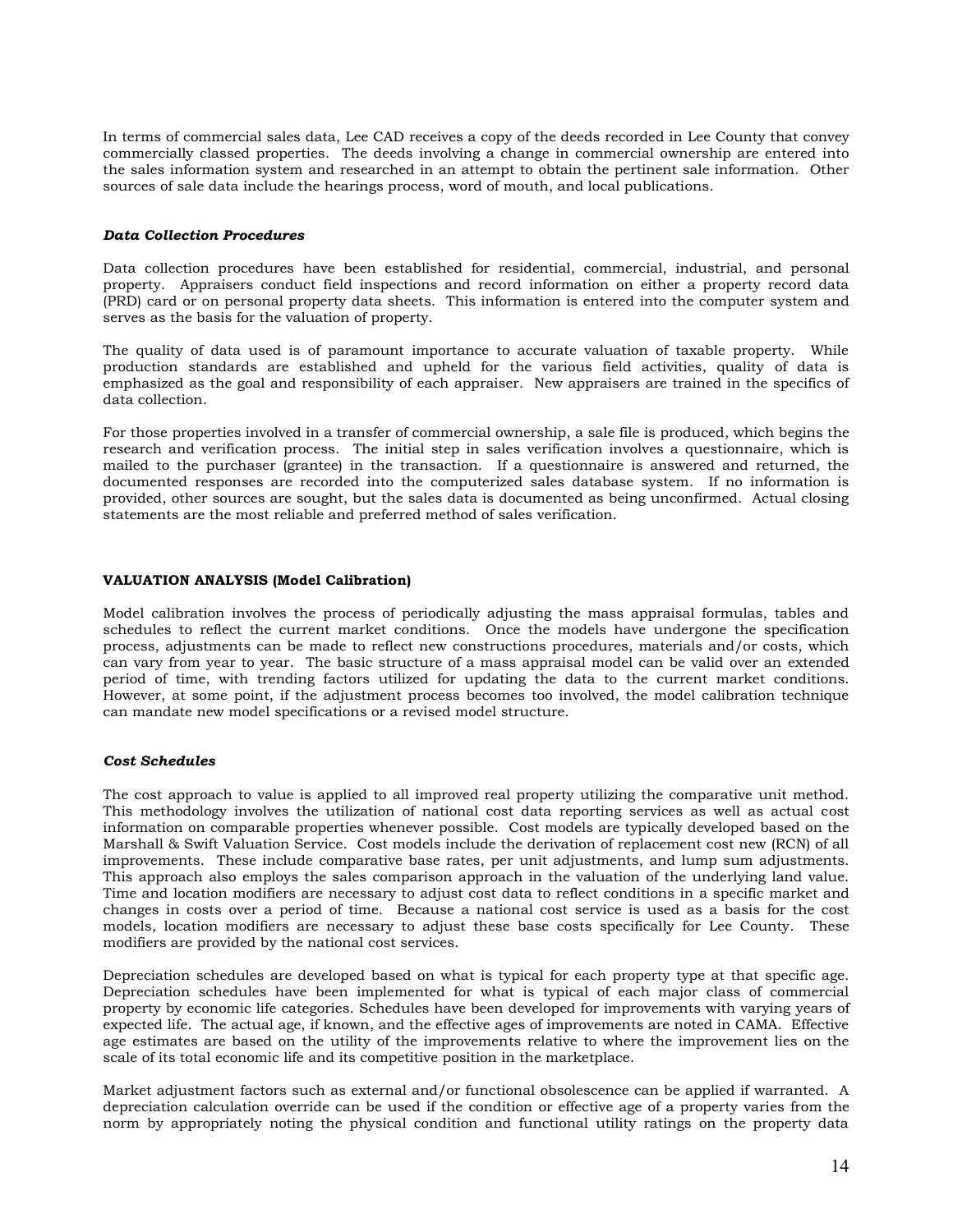In terms of commercial sales data, Lee CAD receives a copy of the deeds recorded in Lee County that convey commercially classed properties. The deeds involving a change in commercial ownership are entered into the sales information system and researched in an attempt to obtain the pertinent sale information. Other sources of sale data include the hearings process, word of mouth, and local publications.

### *Data Collection Procedures*

Data collection procedures have been established for residential, commercial, industrial, and personal property. Appraisers conduct field inspections and record information on either a property record data (PRD) card or on personal property data sheets. This information is entered into the computer system and serves as the basis for the valuation of property.

The quality of data used is of paramount importance to accurate valuation of taxable property. While production standards are established and upheld for the various field activities, quality of data is emphasized as the goal and responsibility of each appraiser. New appraisers are trained in the specifics of data collection.

For those properties involved in a transfer of commercial ownership, a sale file is produced, which begins the research and verification process. The initial step in sales verification involves a questionnaire, which is mailed to the purchaser (grantee) in the transaction. If a questionnaire is answered and returned, the documented responses are recorded into the computerized sales database system. If no information is provided, other sources are sought, but the sales data is documented as being unconfirmed. Actual closing statements are the most reliable and preferred method of sales verification.

## VALUATION ANALYSIS (Model Calibration)

Model calibration involves the process of periodically adjusting the mass appraisal formulas, tables and schedules to reflect the current market conditions. Once the models have undergone the specification process, adjustments can be made to reflect new constructions procedures, materials and/or costs, which can vary from year to year. The basic structure of a mass appraisal model can be valid over an extended period of time, with trending factors utilized for updating the data to the current market conditions. However, at some point, if the adjustment process becomes too involved, the model calibration technique can mandate new model specifications or a revised model structure.

### *Cost Schedules*

The cost approach to value is applied to all improved real property utilizing the comparative unit method. This methodology involves the utilization of national cost data reporting services as well as actual cost information on comparable properties whenever possible. Cost models are typically developed based on the Marshall & Swift Valuation Service. Cost models include the derivation of replacement cost new (RCN) of all improvements. These include comparative base rates, per unit adjustments, and lump sum adjustments. This approach also employs the sales comparison approach in the valuation of the underlying land value. Time and location modifiers are necessary to adjust cost data to reflect conditions in a specific market and changes in costs over a period of time. Because a national cost service is used as a basis for the cost models, location modifiers are necessary to adjust these base costs specifically for Lee County. These modifiers are provided by the national cost services.

Depreciation schedules are developed based on what is typical for each property type at that specific age. Depreciation schedules have been implemented for what is typical of each major class of commercial property by economic life categories. Schedules have been developed for improvements with varying years of expected life. The actual age, if known, and the effective ages of improvements are noted in CAMA. Effective age estimates are based on the utility of the improvements relative to where the improvement lies on the scale of its total economic life and its competitive position in the marketplace.

Market adjustment factors such as external and/or functional obsolescence can be applied if warranted. A depreciation calculation override can be used if the condition or effective age of a property varies from the norm by appropriately noting the physical condition and functional utility ratings on the property data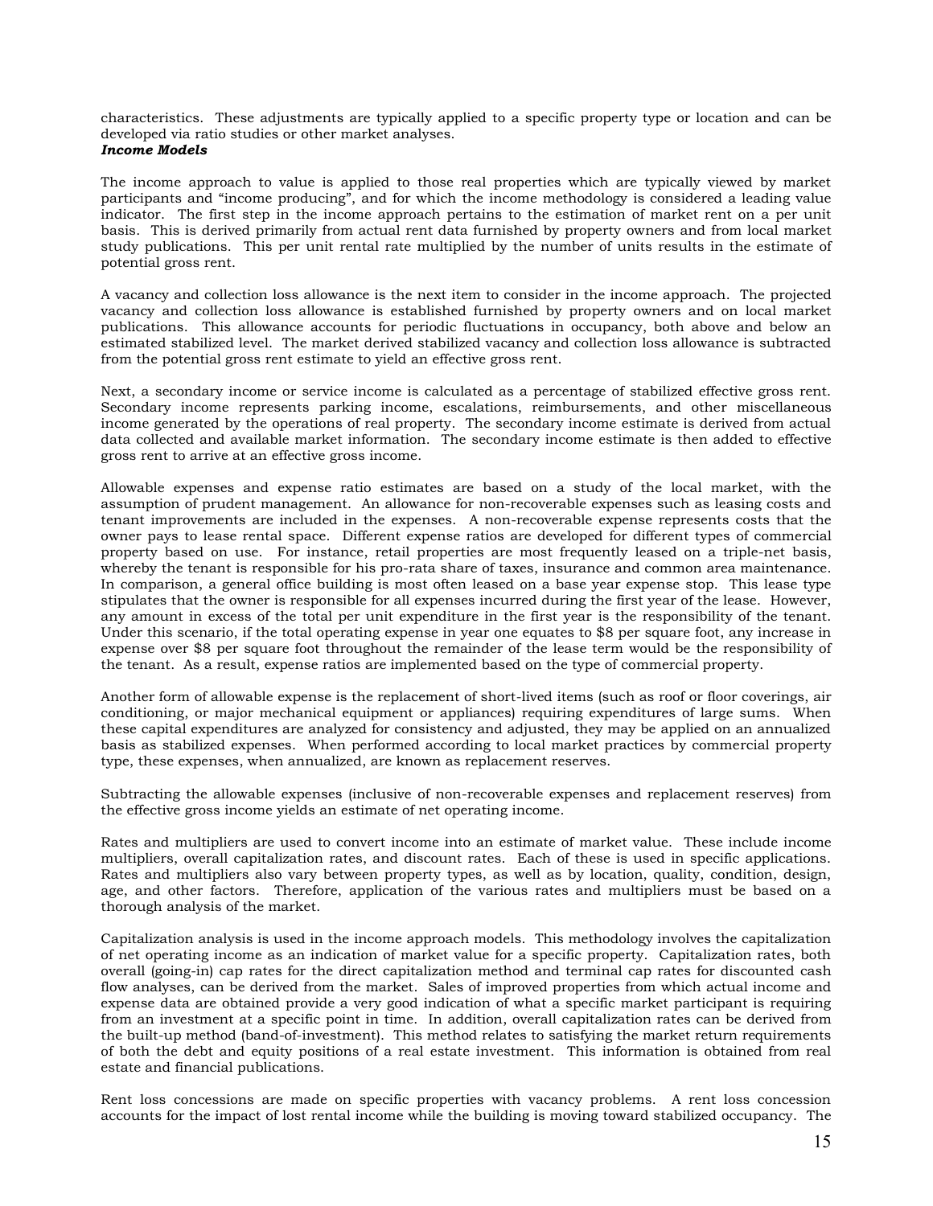characteristics. These adjustments are typically applied to a specific property type or location and can be developed via ratio studies or other market analyses.

***Income Models***

The income approach to value is applied to those real properties which are typically viewed by market participants and "income producing", and for which the income methodology is considered a leading value indicator. The first step in the income approach pertains to the estimation of market rent on a per unit basis. This is derived primarily from actual rent data furnished by property owners and from local market study publications. This per unit rental rate multiplied by the number of units results in the estimate of potential gross rent.

A vacancy and collection loss allowance is the next item to consider in the income approach. The projected vacancy and collection loss allowance is established furnished by property owners and on local market publications. This allowance accounts for periodic fluctuations in occupancy, both above and below an estimated stabilized level. The market derived stabilized vacancy and collection loss allowance is subtracted from the potential gross rent estimate to yield an effective gross rent.

Next, a secondary income or service income is calculated as a percentage of stabilized effective gross rent. Secondary income represents parking income, escalations, reimbursements, and other miscellaneous income generated by the operations of real property. The secondary income estimate is derived from actual data collected and available market information. The secondary income estimate is then added to effective gross rent to arrive at an effective gross income.

Allowable expenses and expense ratio estimates are based on a study of the local market, with the assumption of prudent management. An allowance for non-recoverable expenses such as leasing costs and tenant improvements are included in the expenses. A non-recoverable expense represents costs that the owner pays to lease rental space. Different expense ratios are developed for different types of commercial property based on use. For instance, retail properties are most frequently leased on a triple-net basis, whereby the tenant is responsible for his pro-rata share of taxes, insurance and common area maintenance. In comparison, a general office building is most often leased on a base year expense stop. This lease type stipulates that the owner is responsible for all expenses incurred during the first year of the lease. However, any amount in excess of the total per unit expenditure in the first year is the responsibility of the tenant. Under this scenario, if the total operating expense in year one equates to $8 per square foot, any increase in expense over $8 per square foot throughout the remainder of the lease term would be the responsibility of the tenant. As a result, expense ratios are implemented based on the type of commercial property.

Another form of allowable expense is the replacement of short-lived items (such as roof or floor coverings, air conditioning, or major mechanical equipment or appliances) requiring expenditures of large sums. When these capital expenditures are analyzed for consistency and adjusted, they may be applied on an annualized basis as stabilized expenses. When performed according to local market practices by commercial property type, these expenses, when annualized, are known as replacement reserves.

Subtracting the allowable expenses (inclusive of non-recoverable expenses and replacement reserves) from the effective gross income yields an estimate of net operating income.

Rates and multipliers are used to convert income into an estimate of market value. These include income multipliers, overall capitalization rates, and discount rates. Each of these is used in specific applications. Rates and multipliers also vary between property types, as well as by location, quality, condition, design, age, and other factors. Therefore, application of the various rates and multipliers must be based on a thorough analysis of the market.

Capitalization analysis is used in the income approach models. This methodology involves the capitalization of net operating income as an indication of market value for a specific property. Capitalization rates, both overall (going-in) cap rates for the direct capitalization method and terminal cap rates for discounted cash flow analyses, can be derived from the market. Sales of improved properties from which actual income and expense data are obtained provide a very good indication of what a specific market participant is requiring from an investment at a specific point in time. In addition, overall capitalization rates can be derived from the built-up method (band-of-investment). This method relates to satisfying the market return requirements of both the debt and equity positions of a real estate investment. This information is obtained from real estate and financial publications.

Rent loss concessions are made on specific properties with vacancy problems. A rent loss concession accounts for the impact of lost rental income while the building is moving toward stabilized occupancy. The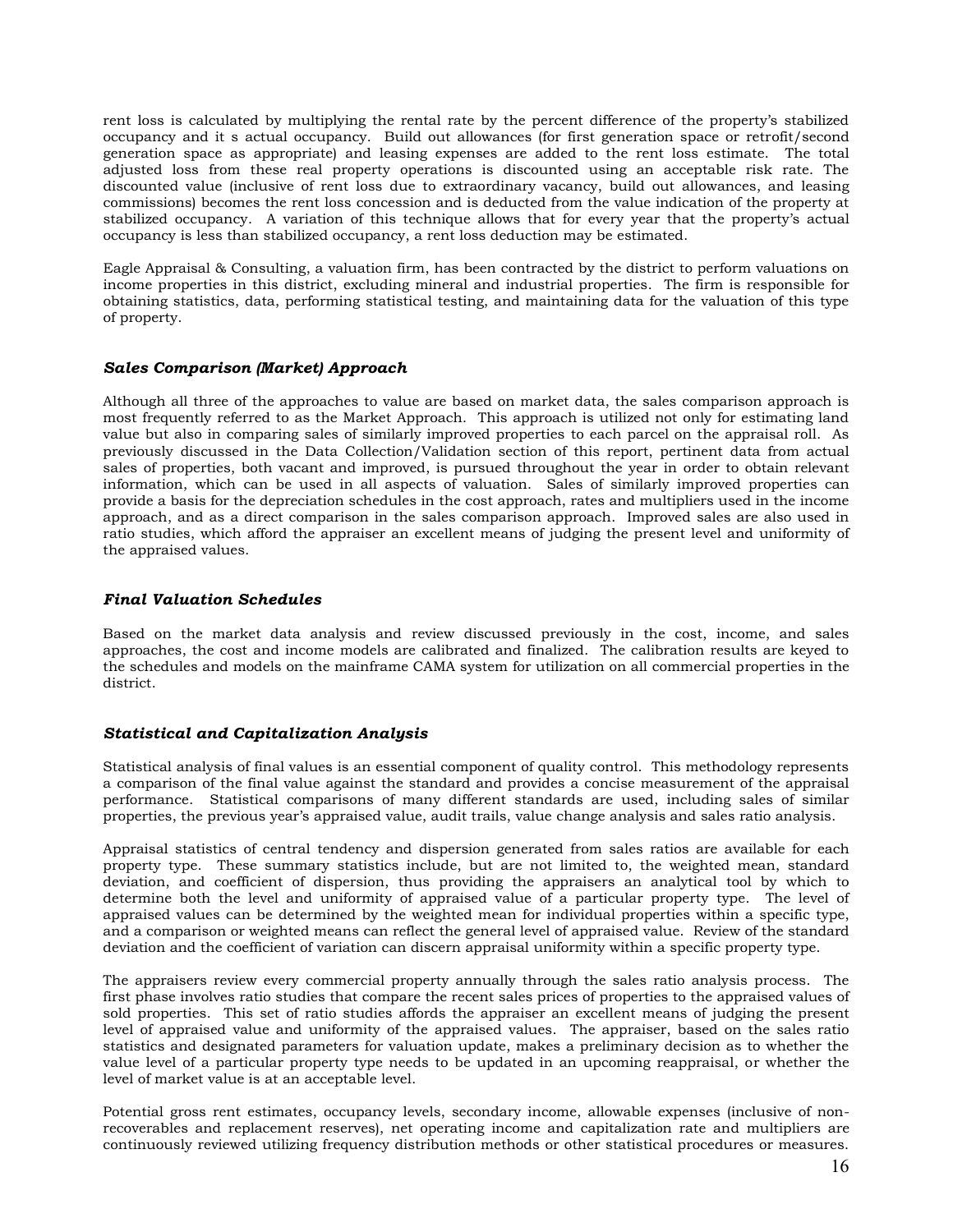rent loss is calculated by multiplying the rental rate by the percent difference of the property's stabilized occupancy and it s actual occupancy. Build out allowances (for first generation space or retrofit/second generation space as appropriate) and leasing expenses are added to the rent loss estimate. The total adjusted loss from these real property operations is discounted using an acceptable risk rate. The discounted value (inclusive of rent loss due to extraordinary vacancy, build out allowances, and leasing commissions) becomes the rent loss concession and is deducted from the value indication of the property at stabilized occupancy. A variation of this technique allows that for every year that the property's actual occupancy is less than stabilized occupancy, a rent loss deduction may be estimated.

Eagle Appraisal & Consulting, a valuation firm, has been contracted by the district to perform valuations on income properties in this district, excluding mineral and industrial properties. The firm is responsible for obtaining statistics, data, performing statistical testing, and maintaining data for the valuation of this type of property.

### *Sales Comparison (Market) Approach*

Although all three of the approaches to value are based on market data, the sales comparison approach is most frequently referred to as the Market Approach. This approach is utilized not only for estimating land value but also in comparing sales of similarly improved properties to each parcel on the appraisal roll. As previously discussed in the Data Collection/Validation section of this report, pertinent data from actual sales of properties, both vacant and improved, is pursued throughout the year in order to obtain relevant information, which can be used in all aspects of valuation. Sales of similarly improved properties can provide a basis for the depreciation schedules in the cost approach, rates and multipliers used in the income approach, and as a direct comparison in the sales comparison approach. Improved sales are also used in ratio studies, which afford the appraiser an excellent means of judging the present level and uniformity of the appraised values.

### *Final Valuation Schedules*

Based on the market data analysis and review discussed previously in the cost, income, and sales approaches, the cost and income models are calibrated and finalized. The calibration results are keyed to the schedules and models on the mainframe CAMA system for utilization on all commercial properties in the district.

### *Statistical and Capitalization Analysis*

Statistical analysis of final values is an essential component of quality control. This methodology represents a comparison of the final value against the standard and provides a concise measurement of the appraisal performance. Statistical comparisons of many different standards are used, including sales of similar properties, the previous year's appraised value, audit trails, value change analysis and sales ratio analysis.

Appraisal statistics of central tendency and dispersion generated from sales ratios are available for each property type. These summary statistics include, but are not limited to, the weighted mean, standard deviation, and coefficient of dispersion, thus providing the appraisers an analytical tool by which to determine both the level and uniformity of appraised value of a particular property type. The level of appraised values can be determined by the weighted mean for individual properties within a specific type, and a comparison or weighted means can reflect the general level of appraised value. Review of the standard deviation and the coefficient of variation can discern appraisal uniformity within a specific property type.

The appraisers review every commercial property annually through the sales ratio analysis process. The first phase involves ratio studies that compare the recent sales prices of properties to the appraised values of sold properties. This set of ratio studies affords the appraiser an excellent means of judging the present level of appraised value and uniformity of the appraised values. The appraiser, based on the sales ratio statistics and designated parameters for valuation update, makes a preliminary decision as to whether the value level of a particular property type needs to be updated in an upcoming reappraisal, or whether the level of market value is at an acceptable level.

Potential gross rent estimates, occupancy levels, secondary income, allowable expenses (inclusive of non-recoverables and replacement reserves), net operating income and capitalization rate and multipliers are continuously reviewed utilizing frequency distribution methods or other statistical procedures or measures.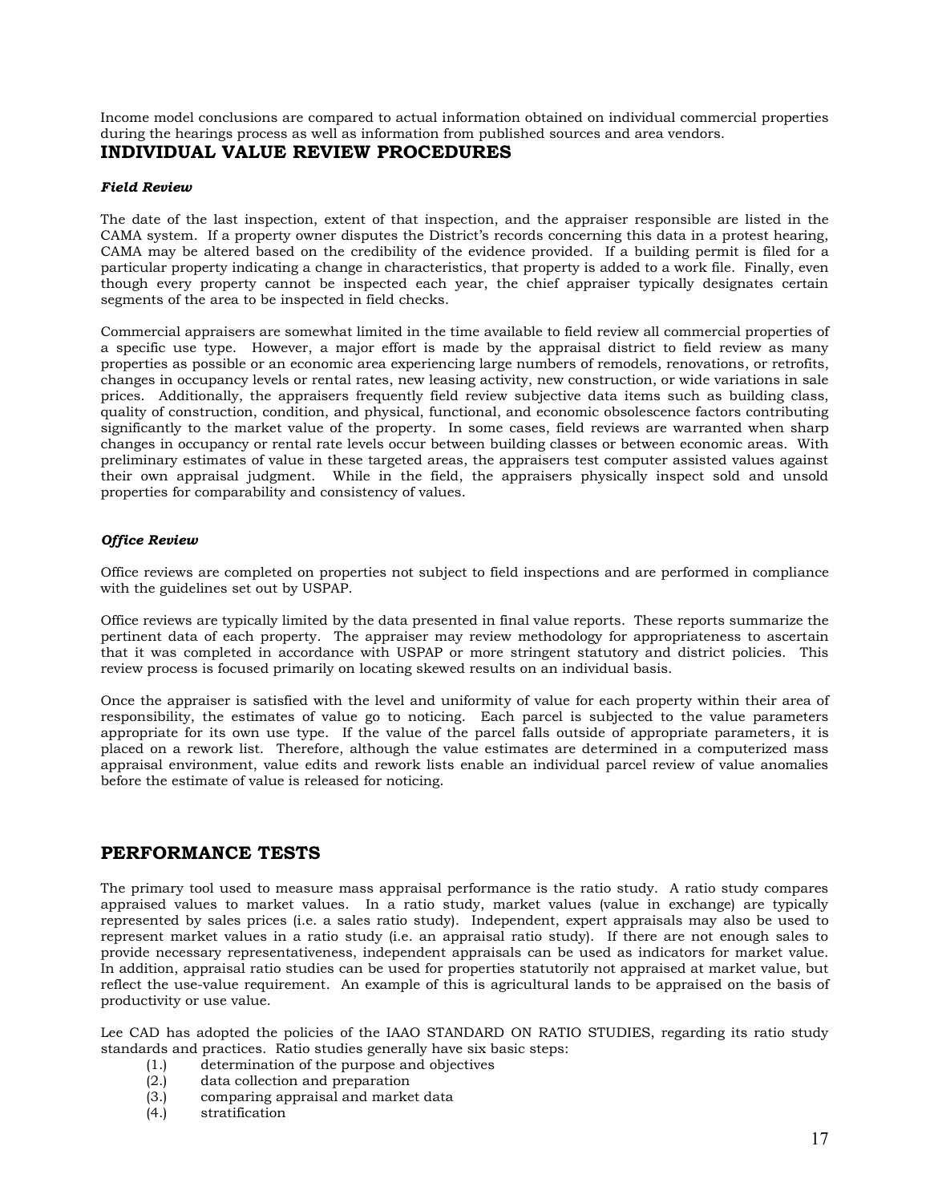Income model conclusions are compared to actual information obtained on individual commercial properties during the hearings process as well as information from published sources and area vendors.

## INDIVIDUAL VALUE REVIEW PROCEDURES

***Field Review***

The date of the last inspection, extent of that inspection, and the appraiser responsible are listed in the CAMA system. If a property owner disputes the District's records concerning this data in a protest hearing, CAMA may be altered based on the credibility of the evidence provided. If a building permit is filed for a particular property indicating a change in characteristics, that property is added to a work file. Finally, even though every property cannot be inspected each year, the chief appraiser typically designates certain segments of the area to be inspected in field checks.

Commercial appraisers are somewhat limited in the time available to field review all commercial properties of a specific use type. However, a major effort is made by the appraisal district to field review as many properties as possible or an economic area experiencing large numbers of remodels, renovations, or retrofits, changes in occupancy levels or rental rates, new leasing activity, new construction, or wide variations in sale prices. Additionally, the appraisers frequently field review subjective data items such as building class, quality of construction, condition, and physical, functional, and economic obsolescence factors contributing significantly to the market value of the property. In some cases, field reviews are warranted when sharp changes in occupancy or rental rate levels occur between building classes or between economic areas. With preliminary estimates of value in these targeted areas, the appraisers test computer assisted values against their own appraisal judgment. While in the field, the appraisers physically inspect sold and unsold properties for comparability and consistency of values.

***Office Review***

Office reviews are completed on properties not subject to field inspections and are performed in compliance with the guidelines set out by USPAP.

Office reviews are typically limited by the data presented in final value reports. These reports summarize the pertinent data of each property. The appraiser may review methodology for appropriateness to ascertain that it was completed in accordance with USPAP or more stringent statutory and district policies. This review process is focused primarily on locating skewed results on an individual basis.

Once the appraiser is satisfied with the level and uniformity of value for each property within their area of responsibility, the estimates of value go to noticing. Each parcel is subjected to the value parameters appropriate for its own use type. If the value of the parcel falls outside of appropriate parameters, it is placed on a rework list. Therefore, although the value estimates are determined in a computerized mass appraisal environment, value edits and rework lists enable an individual parcel review of value anomalies before the estimate of value is released for noticing.

## PERFORMANCE TESTS

The primary tool used to measure mass appraisal performance is the ratio study. A ratio study compares appraised values to market values. In a ratio study, market values (value in exchange) are typically represented by sales prices (i.e. a sales ratio study). Independent, expert appraisals may also be used to represent market values in a ratio study (i.e. an appraisal ratio study). If there are not enough sales to provide necessary representativeness, independent appraisals can be used as indicators for market value. In addition, appraisal ratio studies can be used for properties statutorily not appraised at market value, but reflect the use-value requirement. An example of this is agricultural lands to be appraised on the basis of productivity or use value.

Lee CAD has adopted the policies of the IAAO STANDARD ON RATIO STUDIES, regarding its ratio study standards and practices. Ratio studies generally have six basic steps:

(1.) determination of the purpose and objectives
(2.) data collection and preparation
(3.) comparing appraisal and market data
(4.) stratification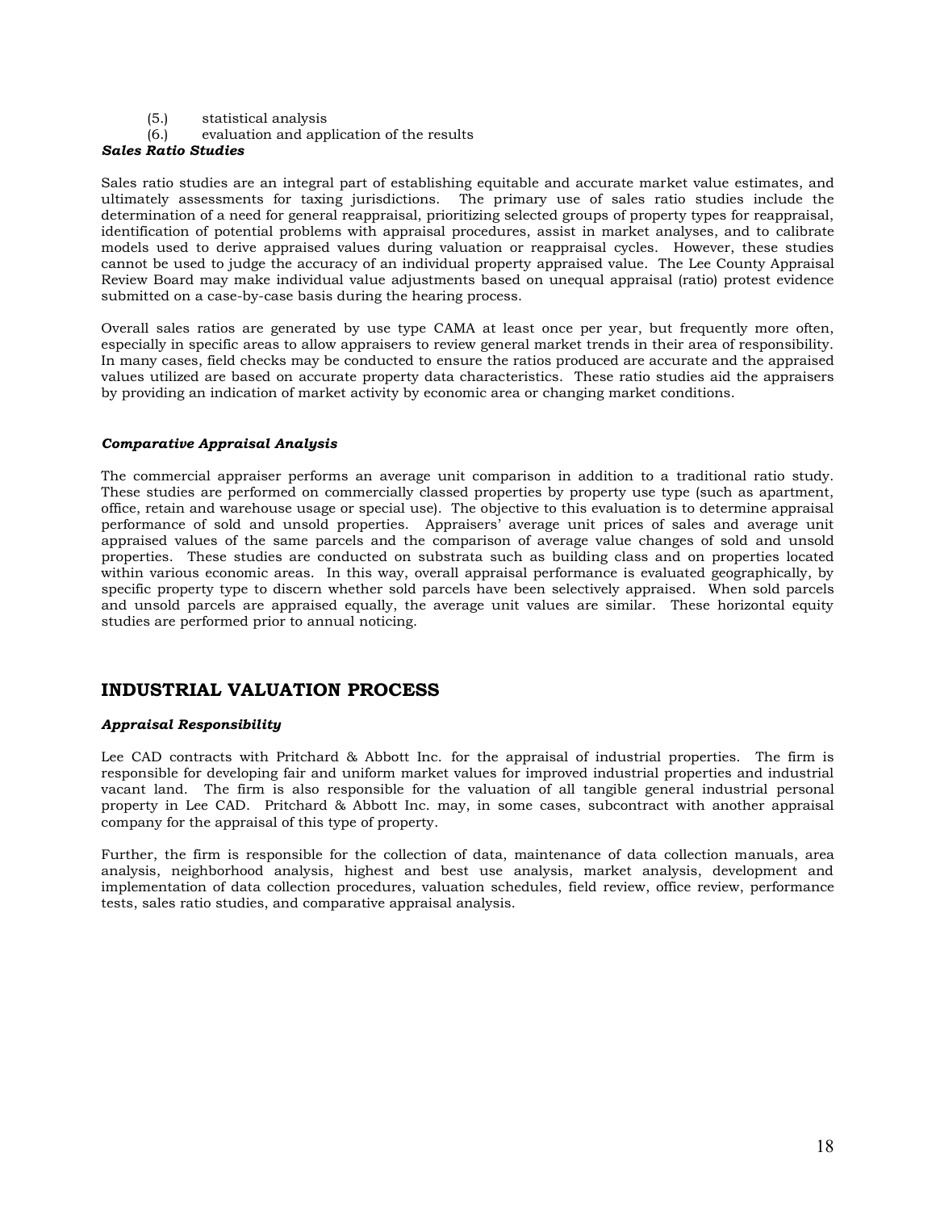(5.) statistical analysis

(6.) evaluation and application of the results

***Sales Ratio Studies***

Sales ratio studies are an integral part of establishing equitable and accurate market value estimates, and ultimately assessments for taxing jurisdictions. The primary use of sales ratio studies include the determination of a need for general reappraisal, prioritizing selected groups of property types for reappraisal, identification of potential problems with appraisal procedures, assist in market analyses, and to calibrate models used to derive appraised values during valuation or reappraisal cycles. However, these studies cannot be used to judge the accuracy of an individual property appraised value. The Lee County Appraisal Review Board may make individual value adjustments based on unequal appraisal (ratio) protest evidence submitted on a case-by-case basis during the hearing process.

Overall sales ratios are generated by use type CAMA at least once per year, but frequently more often, especially in specific areas to allow appraisers to review general market trends in their area of responsibility. In many cases, field checks may be conducted to ensure the ratios produced are accurate and the appraised values utilized are based on accurate property data characteristics. These ratio studies aid the appraisers by providing an indication of market activity by economic area or changing market conditions.

***Comparative Appraisal Analysis***

The commercial appraiser performs an average unit comparison in addition to a traditional ratio study. These studies are performed on commercially classed properties by property use type (such as apartment, office, retain and warehouse usage or special use). The objective to this evaluation is to determine appraisal performance of sold and unsold properties. Appraisers' average unit prices of sales and average unit appraised values of the same parcels and the comparison of average value changes of sold and unsold properties. These studies are conducted on substrata such as building class and on properties located within various economic areas. In this way, overall appraisal performance is evaluated geographically, by specific property type to discern whether sold parcels have been selectively appraised. When sold parcels and unsold parcels are appraised equally, the average unit values are similar. These horizontal equity studies are performed prior to annual noticing.

## INDUSTRIAL VALUATION PROCESS

***Appraisal Responsibility***

Lee CAD contracts with Pritchard & Abbott Inc. for the appraisal of industrial properties. The firm is responsible for developing fair and uniform market values for improved industrial properties and industrial vacant land. The firm is also responsible for the valuation of all tangible general industrial personal property in Lee CAD. Pritchard & Abbott Inc. may, in some cases, subcontract with another appraisal company for the appraisal of this type of property.

Further, the firm is responsible for the collection of data, maintenance of data collection manuals, area analysis, neighborhood analysis, highest and best use analysis, market analysis, development and implementation of data collection procedures, valuation schedules, field review, office review, performance tests, sales ratio studies, and comparative appraisal analysis.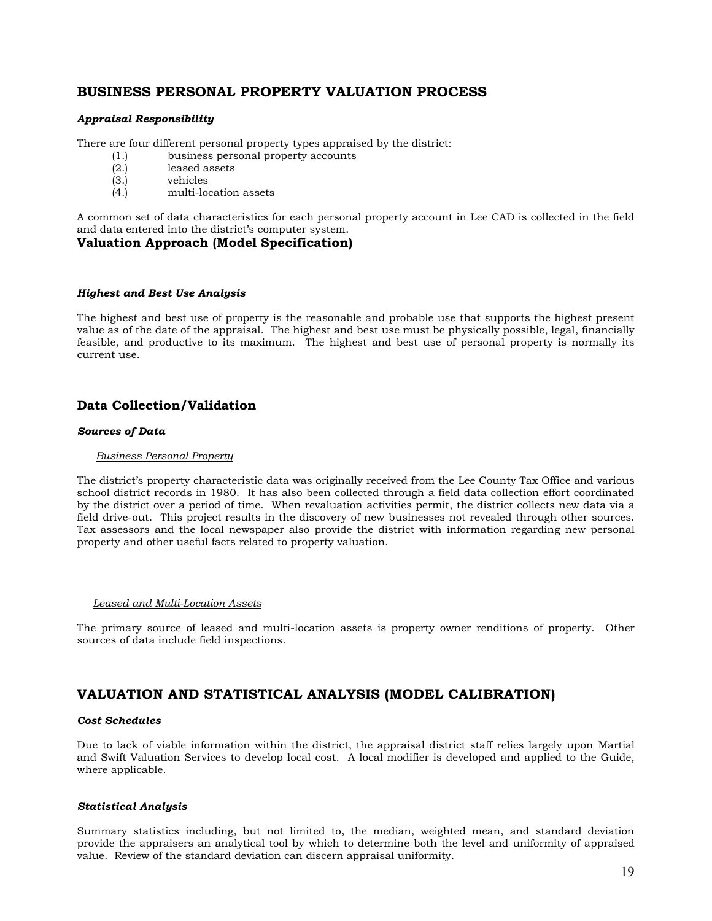## BUSINESS PERSONAL PROPERTY VALUATION PROCESS

***Appraisal Responsibility***

There are four different personal property types appraised by the district:

(1.) business personal property accounts
(2.) leased assets
(3.) vehicles
(4.) multi-location assets

A common set of data characteristics for each personal property account in Lee CAD is collected in the field and data entered into the district's computer system.

### Valuation Approach (Model Specification)

***Highest and Best Use Analysis***

The highest and best use of property is the reasonable and probable use that supports the highest present value as of the date of the appraisal. The highest and best use must be physically possible, legal, financially feasible, and productive to its maximum. The highest and best use of personal property is normally its current use.

### Data Collection/Validation

***Sources of Data***

<u>*Business Personal Property*</u>

The district's property characteristic data was originally received from the Lee County Tax Office and various school district records in 1980. It has also been collected through a field data collection effort coordinated by the district over a period of time. When revaluation activities permit, the district collects new data via a field drive-out. This project results in the discovery of new businesses not revealed through other sources. Tax assessors and the local newspaper also provide the district with information regarding new personal property and other useful facts related to property valuation.

<u>*Leased and Multi-Location Assets*</u>

The primary source of leased and multi-location assets is property owner renditions of property. Other sources of data include field inspections.

## VALUATION AND STATISTICAL ANALYSIS (MODEL CALIBRATION)

***Cost Schedules***

Due to lack of viable information within the district, the appraisal district staff relies largely upon Martial and Swift Valuation Services to develop local cost. A local modifier is developed and applied to the Guide, where applicable.

***Statistical Analysis***

Summary statistics including, but not limited to, the median, weighted mean, and standard deviation provide the appraisers an analytical tool by which to determine both the level and uniformity of appraised value. Review of the standard deviation can discern appraisal uniformity.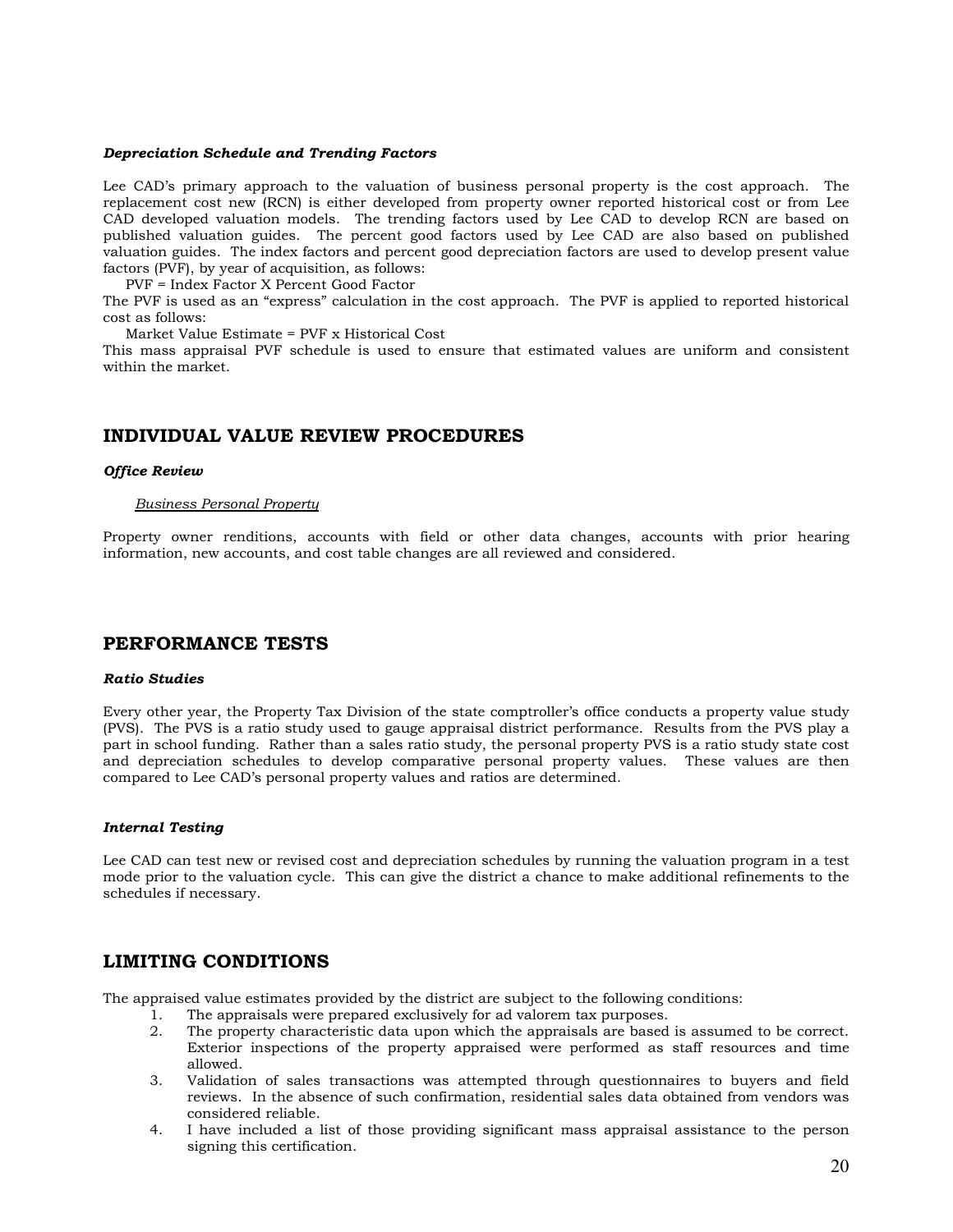***Depreciation Schedule and Trending Factors***

Lee CAD's primary approach to the valuation of business personal property is the cost approach. The replacement cost new (RCN) is either developed from property owner reported historical cost or from Lee CAD developed valuation models. The trending factors used by Lee CAD to develop RCN are based on published valuation guides. The percent good factors used by Lee CAD are also based on published valuation guides. The index factors and percent good depreciation factors are used to develop present value factors (PVF), by year of acquisition, as follows:

PVF = Index Factor X Percent Good Factor

The PVF is used as an "express" calculation in the cost approach. The PVF is applied to reported historical cost as follows:

Market Value Estimate = PVF x Historical Cost

This mass appraisal PVF schedule is used to ensure that estimated values are uniform and consistent within the market.

## INDIVIDUAL VALUE REVIEW PROCEDURES

***Office Review***

Business Personal Property

Property owner renditions, accounts with field or other data changes, accounts with prior hearing information, new accounts, and cost table changes are all reviewed and considered.

## PERFORMANCE TESTS

***Ratio Studies***

Every other year, the Property Tax Division of the state comptroller's office conducts a property value study (PVS). The PVS is a ratio study used to gauge appraisal district performance. Results from the PVS play a part in school funding. Rather than a sales ratio study, the personal property PVS is a ratio study state cost and depreciation schedules to develop comparative personal property values. These values are then compared to Lee CAD's personal property values and ratios are determined.

***Internal Testing***

Lee CAD can test new or revised cost and depreciation schedules by running the valuation program in a test mode prior to the valuation cycle. This can give the district a chance to make additional refinements to the schedules if necessary.

## LIMITING CONDITIONS

The appraised value estimates provided by the district are subject to the following conditions:

1. The appraisals were prepared exclusively for ad valorem tax purposes.
2. The property characteristic data upon which the appraisals are based is assumed to be correct. Exterior inspections of the property appraised were performed as staff resources and time allowed.
3. Validation of sales transactions was attempted through questionnaires to buyers and field reviews. In the absence of such confirmation, residential sales data obtained from vendors was considered reliable.
4. I have included a list of those providing significant mass appraisal assistance to the person signing this certification.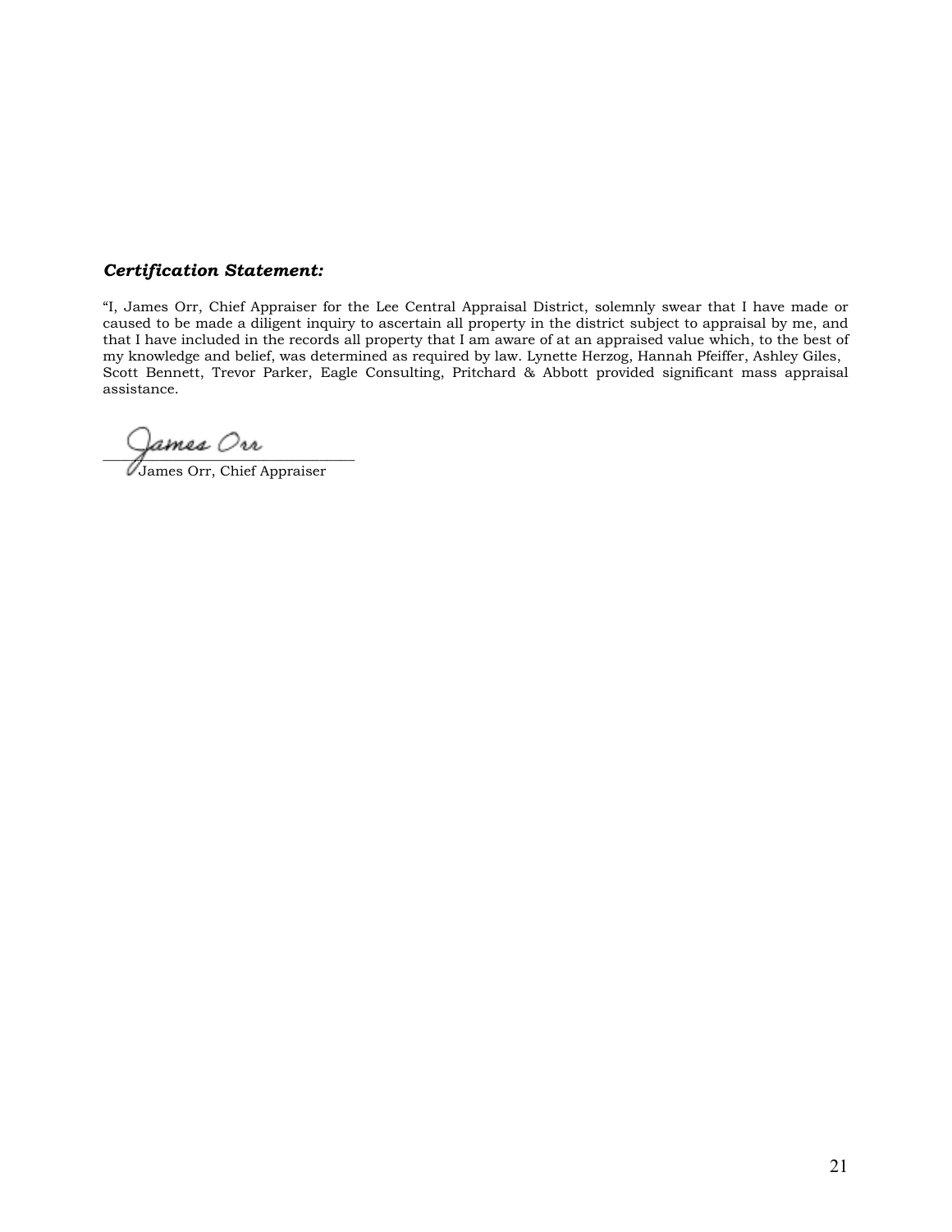***Certification Statement:***

"I, James Orr, Chief Appraiser for the Lee Central Appraisal District, solemnly swear that I have made or caused to be made a diligent inquiry to ascertain all property in the district subject to appraisal by me, and that I have included in the records all property that I am aware of at an appraised value which, to the best of my knowledge and belief, was determined as required by law. Lynette Herzog, Hannah Pfeiffer, Ashley Giles, Scott Bennett, Trevor Parker, Eagle Consulting, Pritchard & Abbott provided significant mass appraisal assistance.

James Orr

James Orr, Chief Appraiser